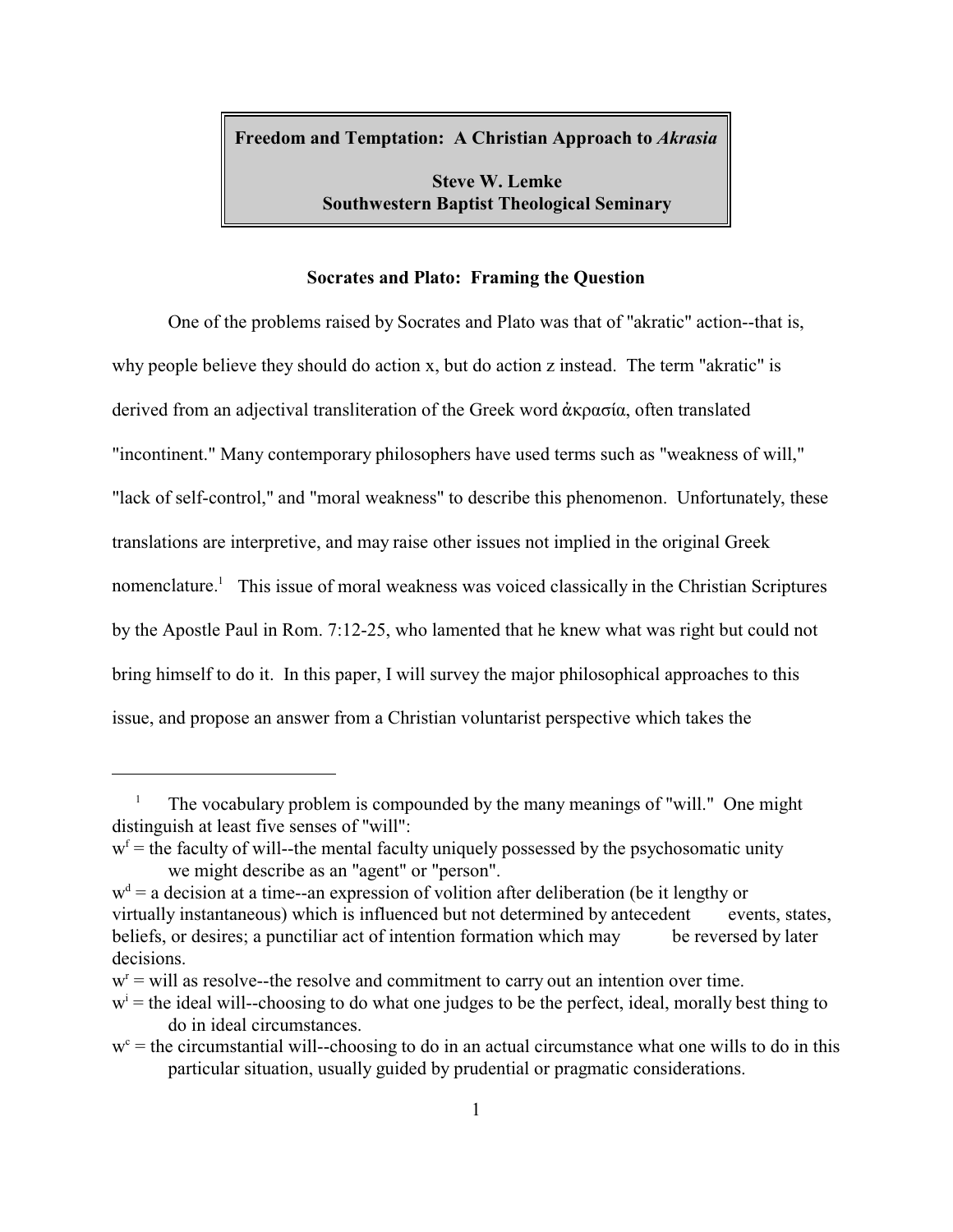**Freedom and Temptation: A Christian Approach to *Akrasia***

**Steve W. Lemke**
**Southwestern Baptist Theological Seminary**

## Socrates and Plato: Framing the Question

One of the problems raised by Socrates and Plato was that of "akratic" action--that is, why people believe they should do action x, but do action z instead. The term "akratic" is derived from an adjectival transliteration of the Greek word ἀκρασία, often translated "incontinent." Many contemporary philosophers have used terms such as "weakness of will," "lack of self-control," and "moral weakness" to describe this phenomenon. Unfortunately, these translations are interpretive, and may raise other issues not implied in the original Greek nomenclature.[1] This issue of moral weakness was voiced classically in the Christian Scriptures by the Apostle Paul in Rom. 7:12-25, who lamented that he knew what was right but could not bring himself to do it. In this paper, I will survey the major philosophical approaches to this issue, and propose an answer from a Christian voluntarist perspective which takes the

---

[1] The vocabulary problem is compounded by the many meanings of "will." One might distinguish at least five senses of "will":

$w^f$ = the faculty of will--the mental faculty uniquely possessed by the psychosomatic unity we might describe as an "agent" or "person".

$w^d$ = a decision at a time--an expression of volition after deliberation (be it lengthy or virtually instantaneous) which is influenced but not determined by antecedent events, states, beliefs, or desires; a punctiliar act of intention formation which may be reversed by later decisions.

$w^r$ = will as resolve--the resolve and commitment to carry out an intention over time.

$w^i$ = the ideal will--choosing to do what one judges to be the perfect, ideal, morally best thing to do in ideal circumstances.

$w^c$ = the circumstantial will--choosing to do in an actual circumstance what one wills to do in this particular situation, usually guided by prudential or pragmatic considerations.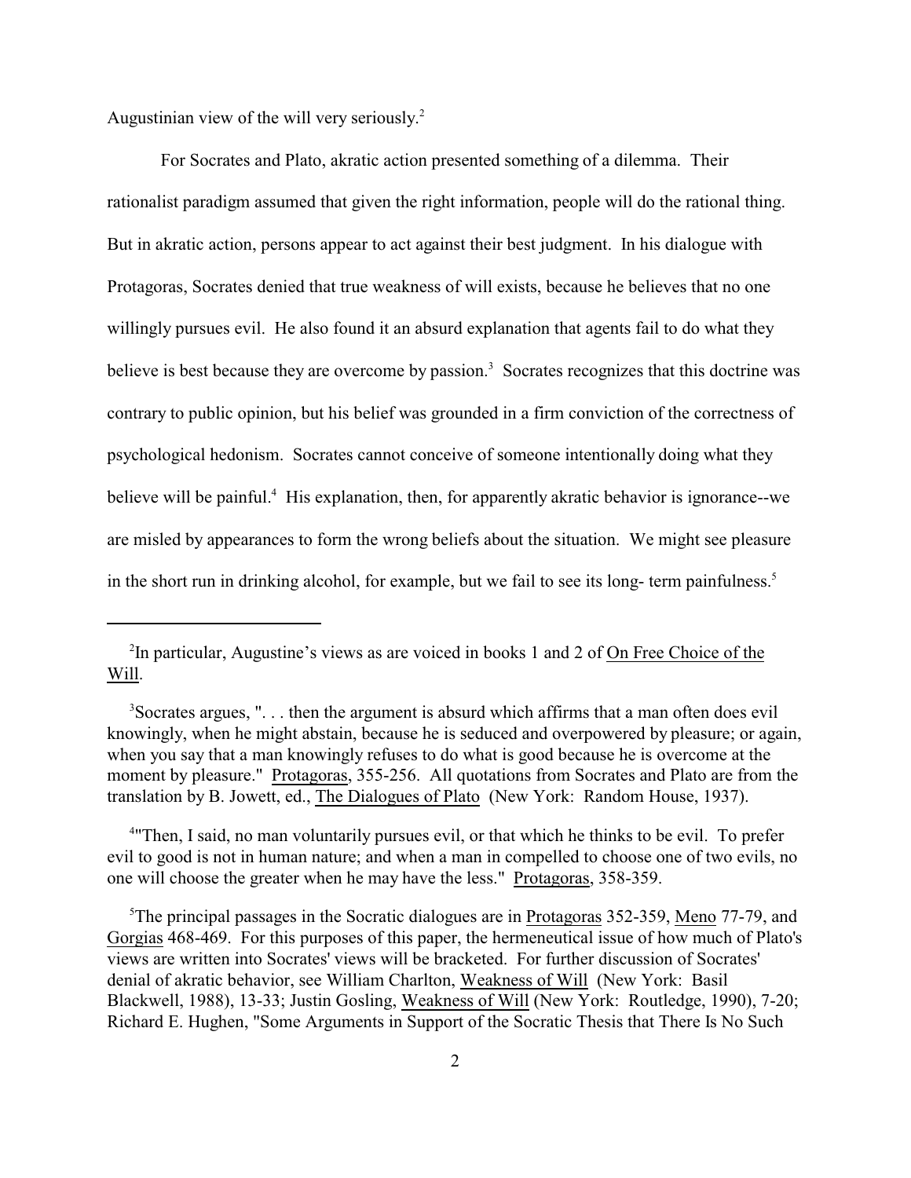Augustinian view of the will very seriously.[2]

For Socrates and Plato, akratic action presented something of a dilemma. Their rationalist paradigm assumed that given the right information, people will do the rational thing. But in akratic action, persons appear to act against their best judgment. In his dialogue with Protagoras, Socrates denied that true weakness of will exists, because he believes that no one willingly pursues evil. He also found it an absurd explanation that agents fail to do what they believe is best because they are overcome by passion.[3] Socrates recognizes that this doctrine was contrary to public opinion, but his belief was grounded in a firm conviction of the correctness of psychological hedonism. Socrates cannot conceive of someone intentionally doing what they believe will be painful.[4] His explanation, then, for apparently akratic behavior is ignorance--we are misled by appearances to form the wrong beliefs about the situation. We might see pleasure in the short run in drinking alcohol, for example, but we fail to see its long- term painfulness.[5]

---

[2]In particular, Augustine's views as are voiced in books 1 and 2 of On Free Choice of the Will.

[3]Socrates argues, ". . . then the argument is absurd which affirms that a man often does evil knowingly, when he might abstain, because he is seduced and overpowered by pleasure; or again, when you say that a man knowingly refuses to do what is good because he is overcome at the moment by pleasure." Protagoras, 355-256. All quotations from Socrates and Plato are from the translation by B. Jowett, ed., The Dialogues of Plato (New York: Random House, 1937).

[4]"Then, I said, no man voluntarily pursues evil, or that which he thinks to be evil. To prefer evil to good is not in human nature; and when a man in compelled to choose one of two evils, no one will choose the greater when he may have the less." Protagoras, 358-359.

[5]The principal passages in the Socratic dialogues are in Protagoras 352-359, Meno 77-79, and Gorgias 468-469. For this purposes of this paper, the hermeneutical issue of how much of Plato's views are written into Socrates' views will be bracketed. For further discussion of Socrates' denial of akratic behavior, see William Charlton, Weakness of Will (New York: Basil Blackwell, 1988), 13-33; Justin Gosling, Weakness of Will (New York: Routledge, 1990), 7-20; Richard E. Hughen, "Some Arguments in Support of the Socratic Thesis that There Is No Such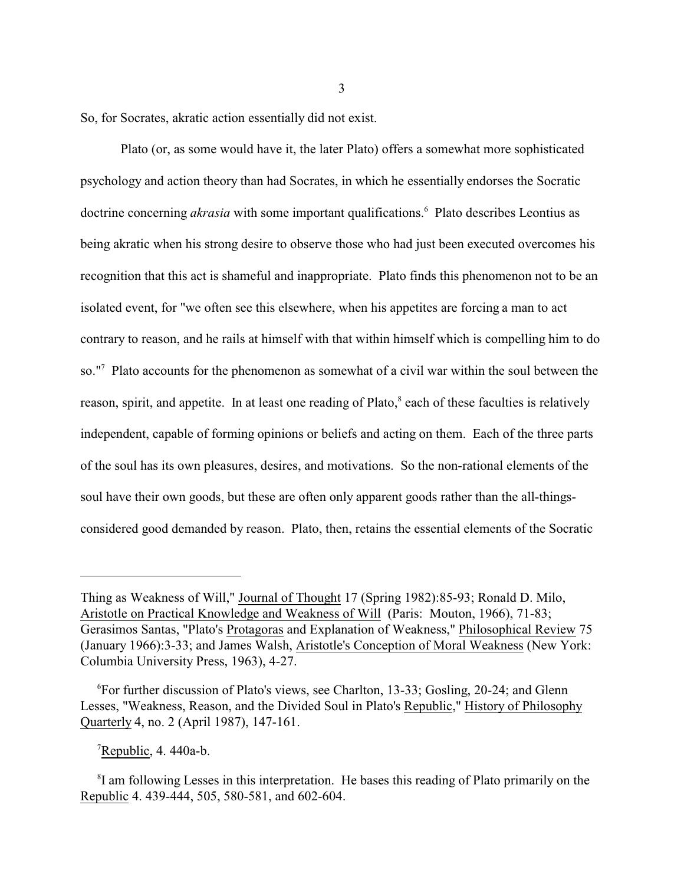So, for Socrates, akratic action essentially did not exist.

Plato (or, as some would have it, the later Plato) offers a somewhat more sophisticated psychology and action theory than had Socrates, in which he essentially endorses the Socratic doctrine concerning *akrasia* with some important qualifications.[6] Plato describes Leontius as being akratic when his strong desire to observe those who had just been executed overcomes his recognition that this act is shameful and inappropriate. Plato finds this phenomenon not to be an isolated event, for "we often see this elsewhere, when his appetites are forcing a man to act contrary to reason, and he rails at himself with that within himself which is compelling him to do so."[7] Plato accounts for the phenomenon as somewhat of a civil war within the soul between the reason, spirit, and appetite. In at least one reading of Plato,[8] each of these faculties is relatively independent, capable of forming opinions or beliefs and acting on them. Each of the three parts of the soul has its own pleasures, desires, and motivations. So the non-rational elements of the soul have their own goods, but these are often only apparent goods rather than the all-things-considered good demanded by reason. Plato, then, retains the essential elements of the Socratic

---

Thing as Weakness of Will," Journal of Thought 17 (Spring 1982):85-93; Ronald D. Milo, Aristotle on Practical Knowledge and Weakness of Will (Paris: Mouton, 1966), 71-83; Gerasimos Santas, "Plato's Protagoras and Explanation of Weakness," Philosophical Review 75 (January 1966):3-33; and James Walsh, Aristotle's Conception of Moral Weakness (New York: Columbia University Press, 1963), 4-27.

[6] For further discussion of Plato's views, see Charlton, 13-33; Gosling, 20-24; and Glenn Lesses, "Weakness, Reason, and the Divided Soul in Plato's Republic," History of Philosophy Quarterly 4, no. 2 (April 1987), 147-161.

[7] Republic, 4. 440a-b.

[8] I am following Lesses in this interpretation. He bases this reading of Plato primarily on the Republic 4. 439-444, 505, 580-581, and 602-604.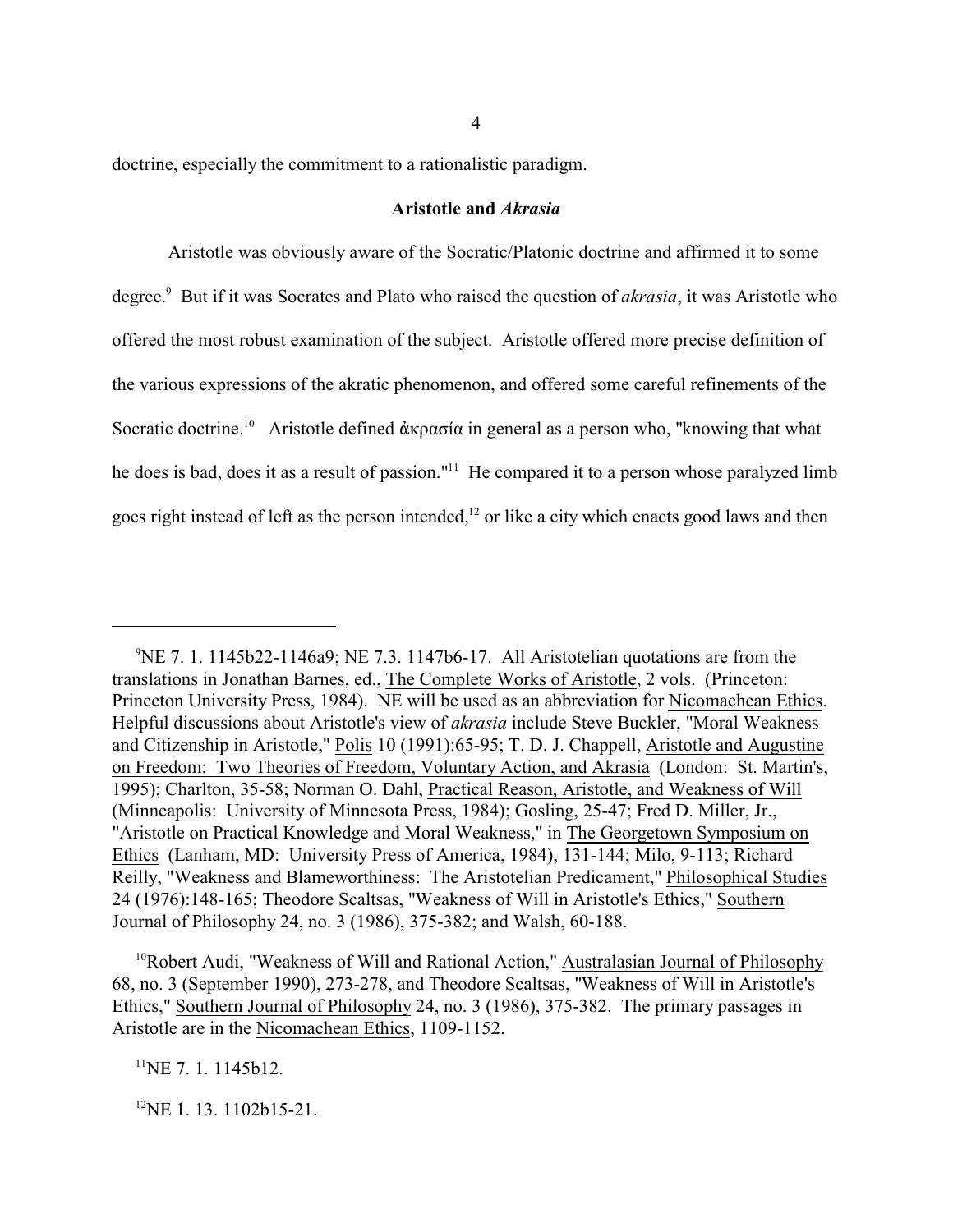doctrine, especially the commitment to a rationalistic paradigm.

## Aristotle and *Akrasia*

Aristotle was obviously aware of the Socratic/Platonic doctrine and affirmed it to some degree.[9] But if it was Socrates and Plato who raised the question of *akrasia*, it was Aristotle who offered the most robust examination of the subject. Aristotle offered more precise definition of the various expressions of the akratic phenomenon, and offered some careful refinements of the Socratic doctrine.[10] Aristotle defined ἀκρασία in general as a person who, "knowing that what he does is bad, does it as a result of passion."[11] He compared it to a person whose paralyzed limb goes right instead of left as the person intended,[12] or like a city which enacts good laws and then

---

[9]NE 7. 1. 1145b22-1146a9; NE 7.3. 1147b6-17. All Aristotelian quotations are from the translations in Jonathan Barnes, ed., The Complete Works of Aristotle, 2 vols. (Princeton: Princeton University Press, 1984). NE will be used as an abbreviation for Nicomachean Ethics. Helpful discussions about Aristotle's view of *akrasia* include Steve Buckler, "Moral Weakness and Citizenship in Aristotle," Polis 10 (1991):65-95; T. D. J. Chappell, Aristotle and Augustine on Freedom: Two Theories of Freedom, Voluntary Action, and Akrasia (London: St. Martin's, 1995); Charlton, 35-58; Norman O. Dahl, Practical Reason, Aristotle, and Weakness of Will (Minneapolis: University of Minnesota Press, 1984); Gosling, 25-47; Fred D. Miller, Jr., "Aristotle on Practical Knowledge and Moral Weakness," in The Georgetown Symposium on Ethics (Lanham, MD: University Press of America, 1984), 131-144; Milo, 9-113; Richard Reilly, "Weakness and Blameworthiness: The Aristotelian Predicament," Philosophical Studies 24 (1976):148-165; Theodore Scaltsas, "Weakness of Will in Aristotle's Ethics," Southern Journal of Philosophy 24, no. 3 (1986), 375-382; and Walsh, 60-188.

[10]Robert Audi, "Weakness of Will and Rational Action," Australasian Journal of Philosophy 68, no. 3 (September 1990), 273-278, and Theodore Scaltsas, "Weakness of Will in Aristotle's Ethics," Southern Journal of Philosophy 24, no. 3 (1986), 375-382. The primary passages in Aristotle are in the Nicomachean Ethics, 1109-1152.

[11]NE 7. 1. 1145b12.

[12]NE 1. 13. 1102b15-21.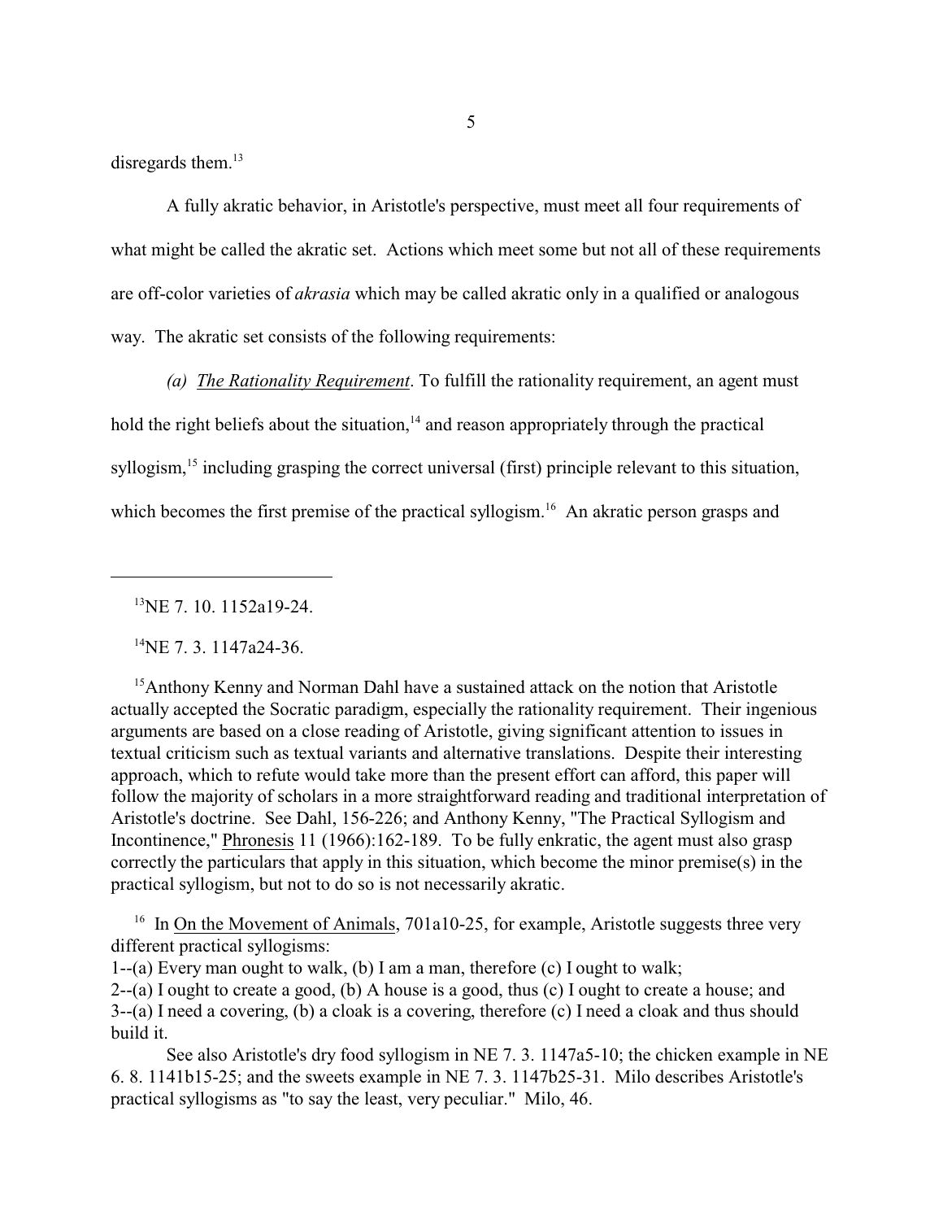disregards them.[13]

A fully akratic behavior, in Aristotle's perspective, must meet all four requirements of what might be called the akratic set. Actions which meet some but not all of these requirements are off-color varieties of *akrasia* which may be called akratic only in a qualified or analogous way. The akratic set consists of the following requirements:

*(a)* *The Rationality Requirement*. To fulfill the rationality requirement, an agent must hold the right beliefs about the situation,[14] and reason appropriately through the practical syllogism,[15] including grasping the correct universal (first) principle relevant to this situation, which becomes the first premise of the practical syllogism.[16] An akratic person grasps and

---

[13]NE 7. 10. 1152a19-24.

[14]NE 7. 3. 1147a24-36.

[15]Anthony Kenny and Norman Dahl have a sustained attack on the notion that Aristotle actually accepted the Socratic paradigm, especially the rationality requirement. Their ingenious arguments are based on a close reading of Aristotle, giving significant attention to issues in textual criticism such as textual variants and alternative translations. Despite their interesting approach, which to refute would take more than the present effort can afford, this paper will follow the majority of scholars in a more straightforward reading and traditional interpretation of Aristotle's doctrine. See Dahl, 156-226; and Anthony Kenny, "The Practical Syllogism and Incontinence," Phronesis 11 (1966):162-189. To be fully enkratic, the agent must also grasp correctly the particulars that apply in this situation, which become the minor premise(s) in the practical syllogism, but not to do so is not necessarily akratic.

[16] In On the Movement of Animals, 701a10-25, for example, Aristotle suggests three very different practical syllogisms:
1--(a) Every man ought to walk, (b) I am a man, therefore (c) I ought to walk;
2--(a) I ought to create a good, (b) A house is a good, thus (c) I ought to create a house; and
3--(a) I need a covering, (b) a cloak is a covering, therefore (c) I need a cloak and thus should build it.

See also Aristotle's dry food syllogism in NE 7. 3. 1147a5-10; the chicken example in NE 6. 8. 1141b15-25; and the sweets example in NE 7. 3. 1147b25-31. Milo describes Aristotle's practical syllogisms as "to say the least, very peculiar." Milo, 46.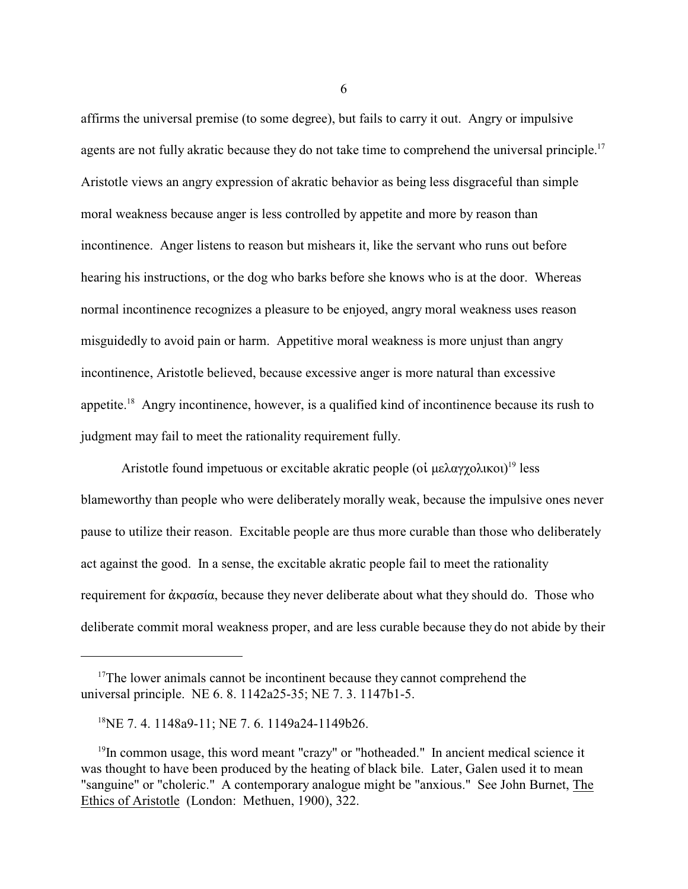affirms the universal premise (to some degree), but fails to carry it out. Angry or impulsive agents are not fully akratic because they do not take time to comprehend the universal principle.[17] Aristotle views an angry expression of akratic behavior as being less disgraceful than simple moral weakness because anger is less controlled by appetite and more by reason than incontinence. Anger listens to reason but mishears it, like the servant who runs out before hearing his instructions, or the dog who barks before she knows who is at the door. Whereas normal incontinence recognizes a pleasure to be enjoyed, angry moral weakness uses reason misguidedly to avoid pain or harm. Appetitive moral weakness is more unjust than angry incontinence, Aristotle believed, because excessive anger is more natural than excessive appetite.[18] Angry incontinence, however, is a qualified kind of incontinence because its rush to judgment may fail to meet the rationality requirement fully.

Aristotle found impetuous or excitable akratic people (οἱ μελαγχολικοι)[19] less blameworthy than people who were deliberately morally weak, because the impulsive ones never pause to utilize their reason. Excitable people are thus more curable than those who deliberately act against the good. In a sense, the excitable akratic people fail to meet the rationality requirement for ἀκρασία, because they never deliberate about what they should do. Those who deliberate commit moral weakness proper, and are less curable because they do not abide by their

---

[17]The lower animals cannot be incontinent because they cannot comprehend the universal principle. NE 6. 8. 1142a25-35; NE 7. 3. 1147b1-5.

[18]NE 7. 4. 1148a9-11; NE 7. 6. 1149a24-1149b26.

[19]In common usage, this word meant "crazy" or "hotheaded." In ancient medical science it was thought to have been produced by the heating of black bile. Later, Galen used it to mean "sanguine" or "choleric." A contemporary analogue might be "anxious." See John Burnet, The Ethics of Aristotle (London: Methuen, 1900), 322.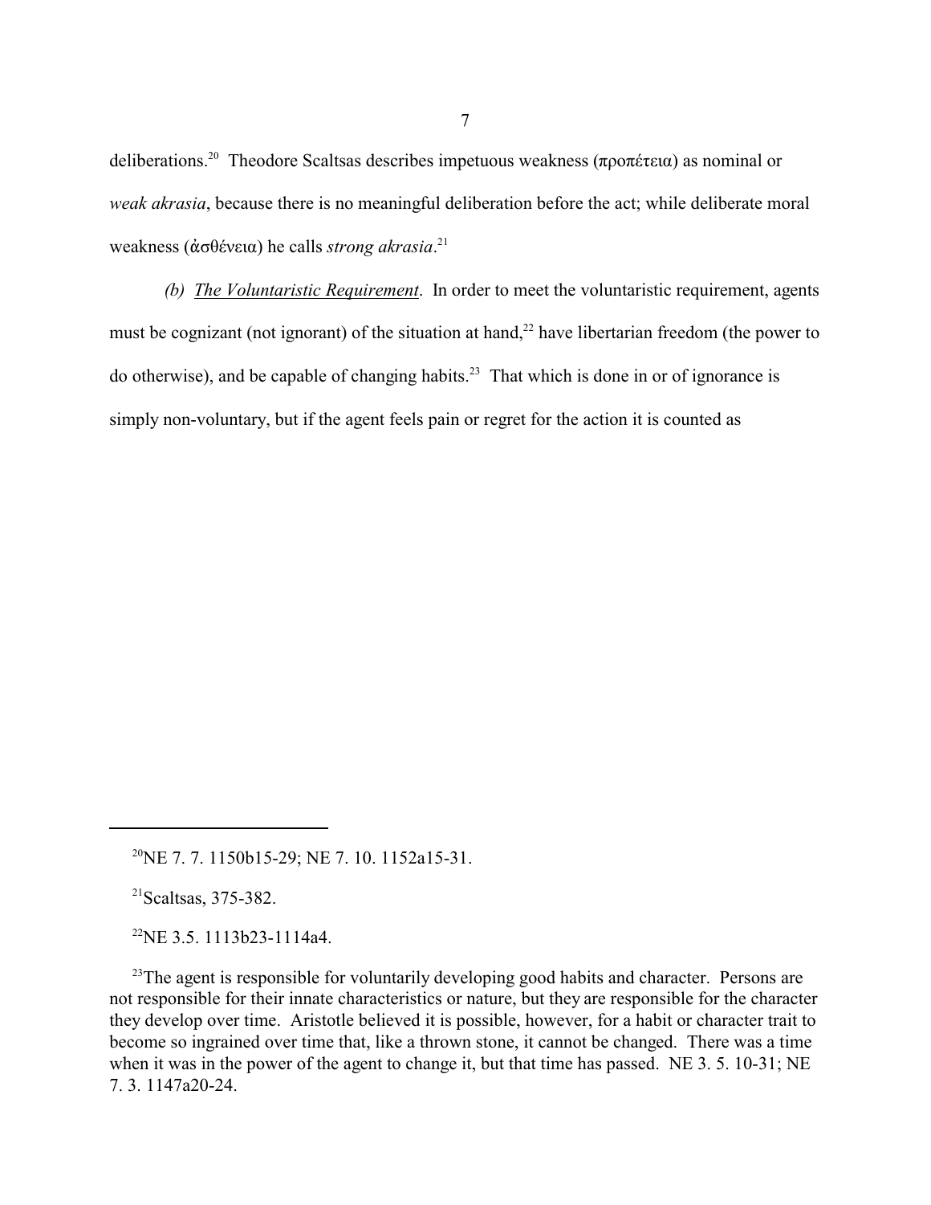deliberations.[20] Theodore Scaltsas describes impetuous weakness (προπέτεια) as nominal or *weak akrasia*, because there is no meaningful deliberation before the act; while deliberate moral weakness (ἀσθένεια) he calls *strong akrasia*.[21]

*(b) The Voluntaristic Requirement*. In order to meet the voluntaristic requirement, agents must be cognizant (not ignorant) of the situation at hand,[22] have libertarian freedom (the power to do otherwise), and be capable of changing habits.[23] That which is done in or of ignorance is simply non-voluntary, but if the agent feels pain or regret for the action it is counted as

---

[20] NE 7. 7. 1150b15-29; NE 7. 10. 1152a15-31.

[21] Scaltsas, 375-382.

[22] NE 3.5. 1113b23-1114a4.

[23] The agent is responsible for voluntarily developing good habits and character. Persons are not responsible for their innate characteristics or nature, but they are responsible for the character they develop over time. Aristotle believed it is possible, however, for a habit or character trait to become so ingrained over time that, like a thrown stone, it cannot be changed. There was a time when it was in the power of the agent to change it, but that time has passed. NE 3. 5. 10-31; NE 7. 3. 1147a20-24.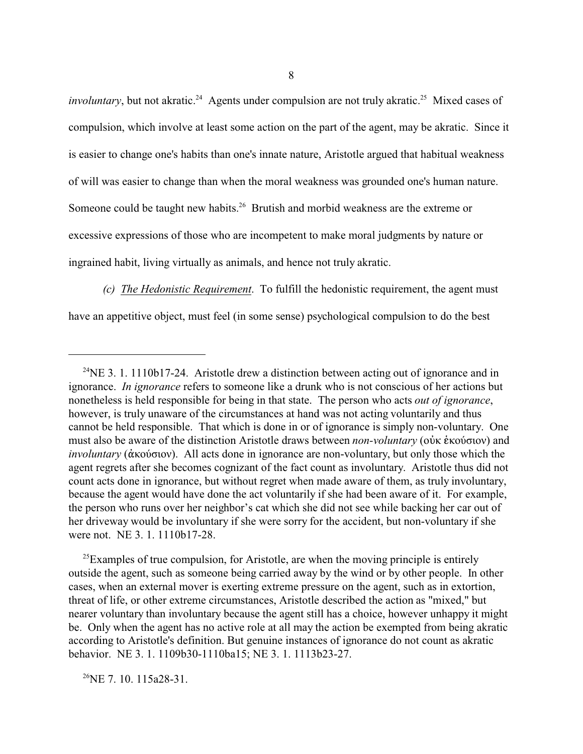*involuntary*, but not akratic.[24] Agents under compulsion are not truly akratic.[25] Mixed cases of compulsion, which involve at least some action on the part of the agent, may be akratic. Since it is easier to change one's habits than one's innate nature, Aristotle argued that habitual weakness of will was easier to change than when the moral weakness was grounded one's human nature. Someone could be taught new habits.[26] Brutish and morbid weakness are the extreme or excessive expressions of those who are incompetent to make moral judgments by nature or ingrained habit, living virtually as animals, and hence not truly akratic.

*(c) The Hedonistic Requirement*. To fulfill the hedonistic requirement, the agent must have an appetitive object, must feel (in some sense) psychological compulsion to do the best

---

[24]NE 3. 1. 1110b17-24. Aristotle drew a distinction between acting out of ignorance and in ignorance. *In ignorance* refers to someone like a drunk who is not conscious of her actions but nonetheless is held responsible for being in that state. The person who acts *out of ignorance*, however, is truly unaware of the circumstances at hand was not acting voluntarily and thus cannot be held responsible. That which is done in or of ignorance is simply non-voluntary. One must also be aware of the distinction Aristotle draws between *non-voluntary* (οὐκ ἑκούσιον) and *involuntary* (ἀκούσιον). All acts done in ignorance are non-voluntary, but only those which the agent regrets after she becomes cognizant of the fact count as involuntary. Aristotle thus did not count acts done in ignorance, but without regret when made aware of them, as truly involuntary, because the agent would have done the act voluntarily if she had been aware of it. For example, the person who runs over her neighbor's cat which she did not see while backing her car out of her driveway would be involuntary if she were sorry for the accident, but non-voluntary if she were not. NE 3. 1. 1110b17-28.

[25]Examples of true compulsion, for Aristotle, are when the moving principle is entirely outside the agent, such as someone being carried away by the wind or by other people. In other cases, when an external mover is exerting extreme pressure on the agent, such as in extortion, threat of life, or other extreme circumstances, Aristotle described the action as "mixed," but nearer voluntary than involuntary because the agent still has a choice, however unhappy it might be. Only when the agent has no active role at all may the action be exempted from being akratic according to Aristotle's definition. But genuine instances of ignorance do not count as akratic behavior. NE 3. 1. 1109b30-1110ba15; NE 3. 1. 1113b23-27.

[26]NE 7. 10. 115a28-31.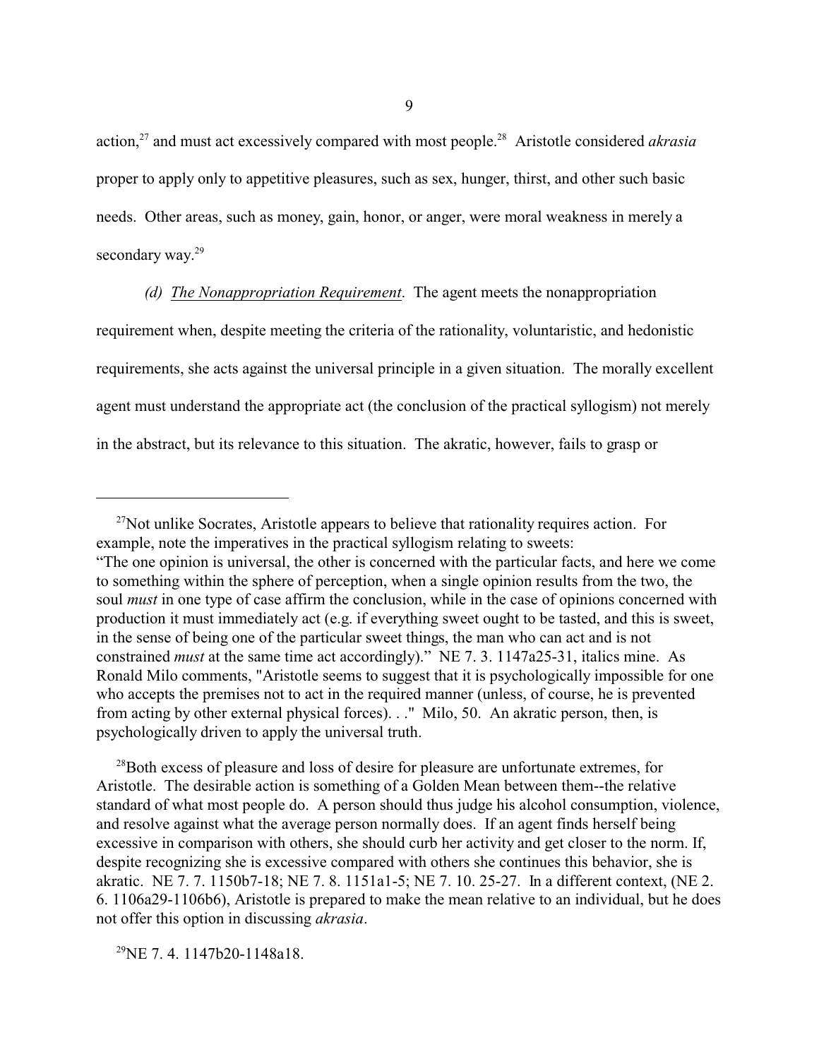action,[27] and must act excessively compared with most people.[28] Aristotle considered *akrasia* proper to apply only to appetitive pleasures, such as sex, hunger, thirst, and other such basic needs. Other areas, such as money, gain, honor, or anger, were moral weakness in merely a secondary way.[29]

*(d) The Nonappropriation Requirement*. The agent meets the nonappropriation requirement when, despite meeting the criteria of the rationality, voluntaristic, and hedonistic requirements, she acts against the universal principle in a given situation. The morally excellent agent must understand the appropriate act (the conclusion of the practical syllogism) not merely in the abstract, but its relevance to this situation. The akratic, however, fails to grasp or

---

[27]Not unlike Socrates, Aristotle appears to believe that rationality requires action. For example, note the imperatives in the practical syllogism relating to sweets:
"The one opinion is universal, the other is concerned with the particular facts, and here we come to something within the sphere of perception, when a single opinion results from the two, the soul *must* in one type of case affirm the conclusion, while in the case of opinions concerned with production it must immediately act (e.g. if everything sweet ought to be tasted, and this is sweet, in the sense of being one of the particular sweet things, the man who can act and is not constrained *must* at the same time act accordingly)." NE 7. 3. 1147a25-31, italics mine. As Ronald Milo comments, "Aristotle seems to suggest that it is psychologically impossible for one who accepts the premises not to act in the required manner (unless, of course, he is prevented from acting by other external physical forces). . ." Milo, 50. An akratic person, then, is psychologically driven to apply the universal truth.

[28]Both excess of pleasure and loss of desire for pleasure are unfortunate extremes, for Aristotle. The desirable action is something of a Golden Mean between them--the relative standard of what most people do. A person should thus judge his alcohol consumption, violence, and resolve against what the average person normally does. If an agent finds herself being excessive in comparison with others, she should curb her activity and get closer to the norm. If, despite recognizing she is excessive compared with others she continues this behavior, she is akratic. NE 7. 7. 1150b7-18; NE 7. 8. 1151a1-5; NE 7. 10. 25-27. In a different context, (NE 2. 6. 1106a29-1106b6), Aristotle is prepared to make the mean relative to an individual, but he does not offer this option in discussing *akrasia*.

[29]NE 7. 4. 1147b20-1148a18.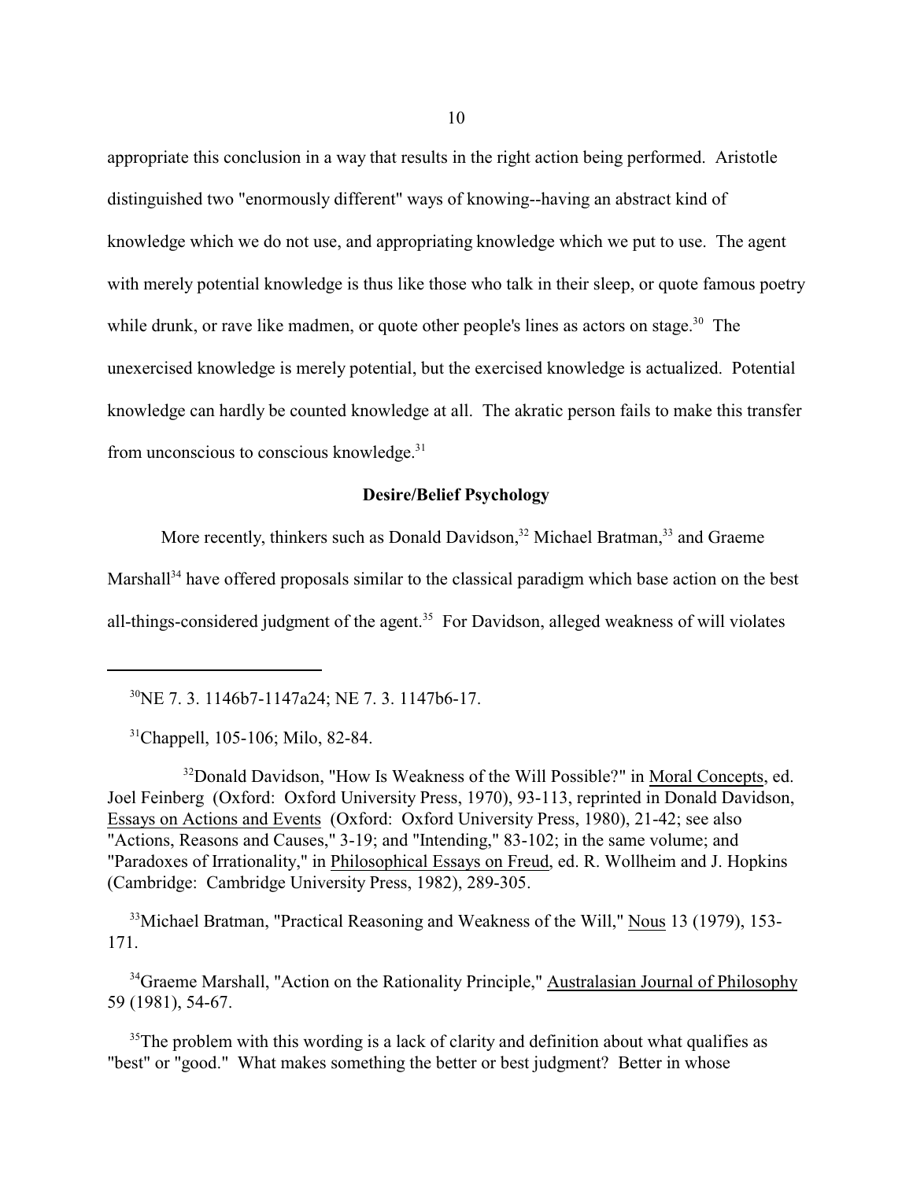appropriate this conclusion in a way that results in the right action being performed. Aristotle distinguished two "enormously different" ways of knowing--having an abstract kind of knowledge which we do not use, and appropriating knowledge which we put to use. The agent with merely potential knowledge is thus like those who talk in their sleep, or quote famous poetry while drunk, or rave like madmen, or quote other people's lines as actors on stage.[30] The unexercised knowledge is merely potential, but the exercised knowledge is actualized. Potential knowledge can hardly be counted knowledge at all. The akratic person fails to make this transfer from unconscious to conscious knowledge.[31]

### Desire/Belief Psychology

More recently, thinkers such as Donald Davidson,[32] Michael Bratman,[33] and Graeme Marshall[34] have offered proposals similar to the classical paradigm which base action on the best all-things-considered judgment of the agent.[35] For Davidson, alleged weakness of will violates

---

[30]NE 7. 3. 1146b7-1147a24; NE 7. 3. 1147b6-17.

[31]Chappell, 105-106; Milo, 82-84.

[32]Donald Davidson, "How Is Weakness of the Will Possible?" in Moral Concepts, ed. Joel Feinberg (Oxford: Oxford University Press, 1970), 93-113, reprinted in Donald Davidson, Essays on Actions and Events (Oxford: Oxford University Press, 1980), 21-42; see also "Actions, Reasons and Causes," 3-19; and "Intending," 83-102; in the same volume; and "Paradoxes of Irrationality," in Philosophical Essays on Freud, ed. R. Wollheim and J. Hopkins (Cambridge: Cambridge University Press, 1982), 289-305.

[33]Michael Bratman, "Practical Reasoning and Weakness of the Will," Nous 13 (1979), 153-171.

[34]Graeme Marshall, "Action on the Rationality Principle," Australasian Journal of Philosophy 59 (1981), 54-67.

[35]The problem with this wording is a lack of clarity and definition about what qualifies as "best" or "good." What makes something the better or best judgment? Better in whose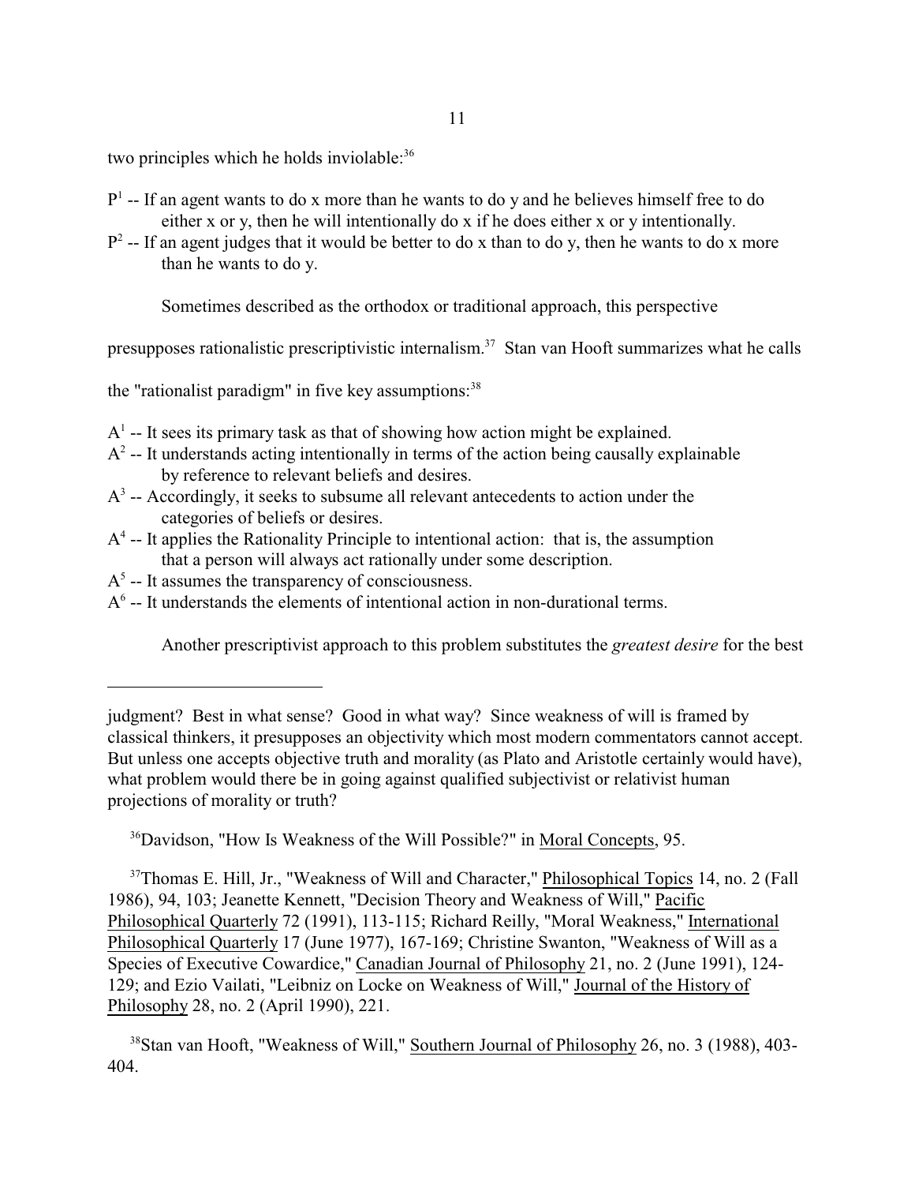two principles which he holds inviolable:[36]

$P^1$ -- If an agent wants to do x more than he wants to do y and he believes himself free to do either x or y, then he will intentionally do x if he does either x or y intentionally.

$P^2$ -- If an agent judges that it would be better to do x than to do y, then he wants to do x more than he wants to do y.

Sometimes described as the orthodox or traditional approach, this perspective presupposes rationalistic prescriptivistic internalism.[37] Stan van Hooft summarizes what he calls the "rationalist paradigm" in five key assumptions:[38]

$A^1$ -- It sees its primary task as that of showing how action might be explained.

$A^2$ -- It understands acting intentionally in terms of the action being causally explainable by reference to relevant beliefs and desires.

$A^3$ -- Accordingly, it seeks to subsume all relevant antecedents to action under the categories of beliefs or desires.

$A^4$ -- It applies the Rationality Principle to intentional action: that is, the assumption that a person will always act rationally under some description.

$A^5$ -- It assumes the transparency of consciousness.

$A^6$ -- It understands the elements of intentional action in non-durational terms.

Another prescriptivist approach to this problem substitutes the *greatest desire* for the best

---

judgment? Best in what sense? Good in what way? Since weakness of will is framed by classical thinkers, it presupposes an objectivity which most modern commentators cannot accept. But unless one accepts objective truth and morality (as Plato and Aristotle certainly would have), what problem would there be in going against qualified subjectivist or relativist human projections of morality or truth?

[36]Davidson, "How Is Weakness of the Will Possible?" in Moral Concepts, 95.

[37]Thomas E. Hill, Jr., "Weakness of Will and Character," Philosophical Topics 14, no. 2 (Fall 1986), 94, 103; Jeanette Kennett, "Decision Theory and Weakness of Will," Pacific Philosophical Quarterly 72 (1991), 113-115; Richard Reilly, "Moral Weakness," International Philosophical Quarterly 17 (June 1977), 167-169; Christine Swanton, "Weakness of Will as a Species of Executive Cowardice," Canadian Journal of Philosophy 21, no. 2 (June 1991), 124-129; and Ezio Vailati, "Leibniz on Locke on Weakness of Will," Journal of the History of Philosophy 28, no. 2 (April 1990), 221.

[38]Stan van Hooft, "Weakness of Will," Southern Journal of Philosophy 26, no. 3 (1988), 403-404.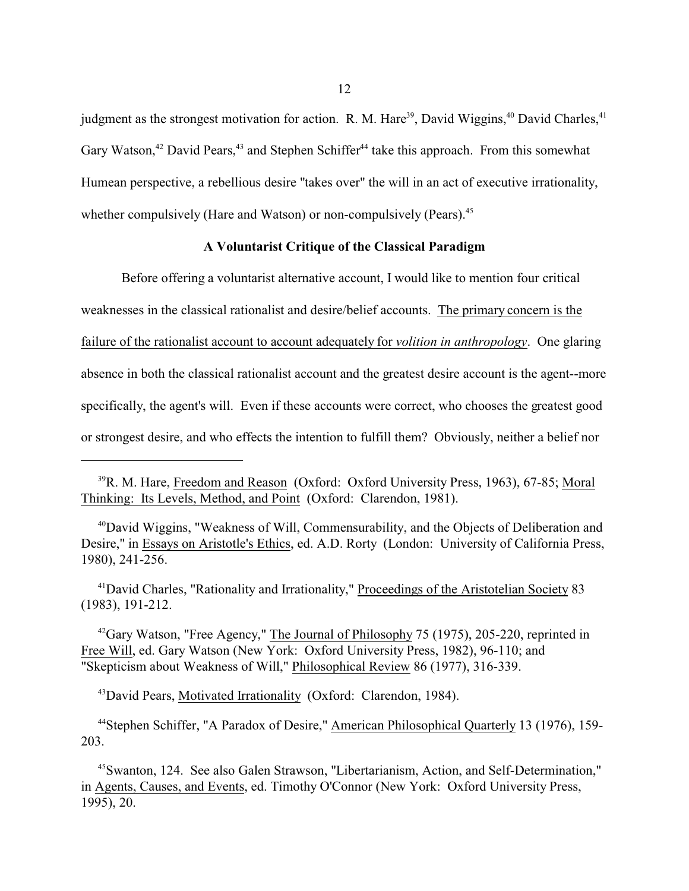judgment as the strongest motivation for action. R. M. Hare[39], David Wiggins,[40] David Charles,[41] Gary Watson,[42] David Pears,[43] and Stephen Schiffer[44] take this approach. From this somewhat Humean perspective, a rebellious desire "takes over" the will in an act of executive irrationality, whether compulsively (Hare and Watson) or non-compulsively (Pears).[45]

### A Voluntarist Critique of the Classical Paradigm

Before offering a voluntarist alternative account, I would like to mention four critical weaknesses in the classical rationalist and desire/belief accounts. <u>The primary concern is the failure of the rationalist account to account adequately for *volition in anthropology*</u>. One glaring absence in both the classical rationalist account and the greatest desire account is the agent--more specifically, the agent's will. Even if these accounts were correct, who chooses the greatest good or strongest desire, and who effects the intention to fulfill them? Obviously, neither a belief nor

---

[39]R. M. Hare, <u>Freedom and Reason</u> (Oxford: Oxford University Press, 1963), 67-85; <u>Moral Thinking: Its Levels, Method, and Point</u> (Oxford: Clarendon, 1981).

[40]David Wiggins, "Weakness of Will, Commensurability, and the Objects of Deliberation and Desire," in <u>Essays on Aristotle's Ethics</u>, ed. A.D. Rorty (London: University of California Press, 1980), 241-256.

[41]David Charles, "Rationality and Irrationality," <u>Proceedings of the Aristotelian Society</u> 83 (1983), 191-212.

[42]Gary Watson, "Free Agency," <u>The Journal of Philosophy</u> 75 (1975), 205-220, reprinted in <u>Free Will</u>, ed. Gary Watson (New York: Oxford University Press, 1982), 96-110; and "Skepticism about Weakness of Will," <u>Philosophical Review</u> 86 (1977), 316-339.

[43]David Pears, <u>Motivated Irrationality</u> (Oxford: Clarendon, 1984).

[44]Stephen Schiffer, "A Paradox of Desire," <u>American Philosophical Quarterly</u> 13 (1976), 159-203.

[45]Swanton, 124. See also Galen Strawson, "Libertarianism, Action, and Self-Determination," in <u>Agents, Causes, and Events</u>, ed. Timothy O'Connor (New York: Oxford University Press, 1995), 20.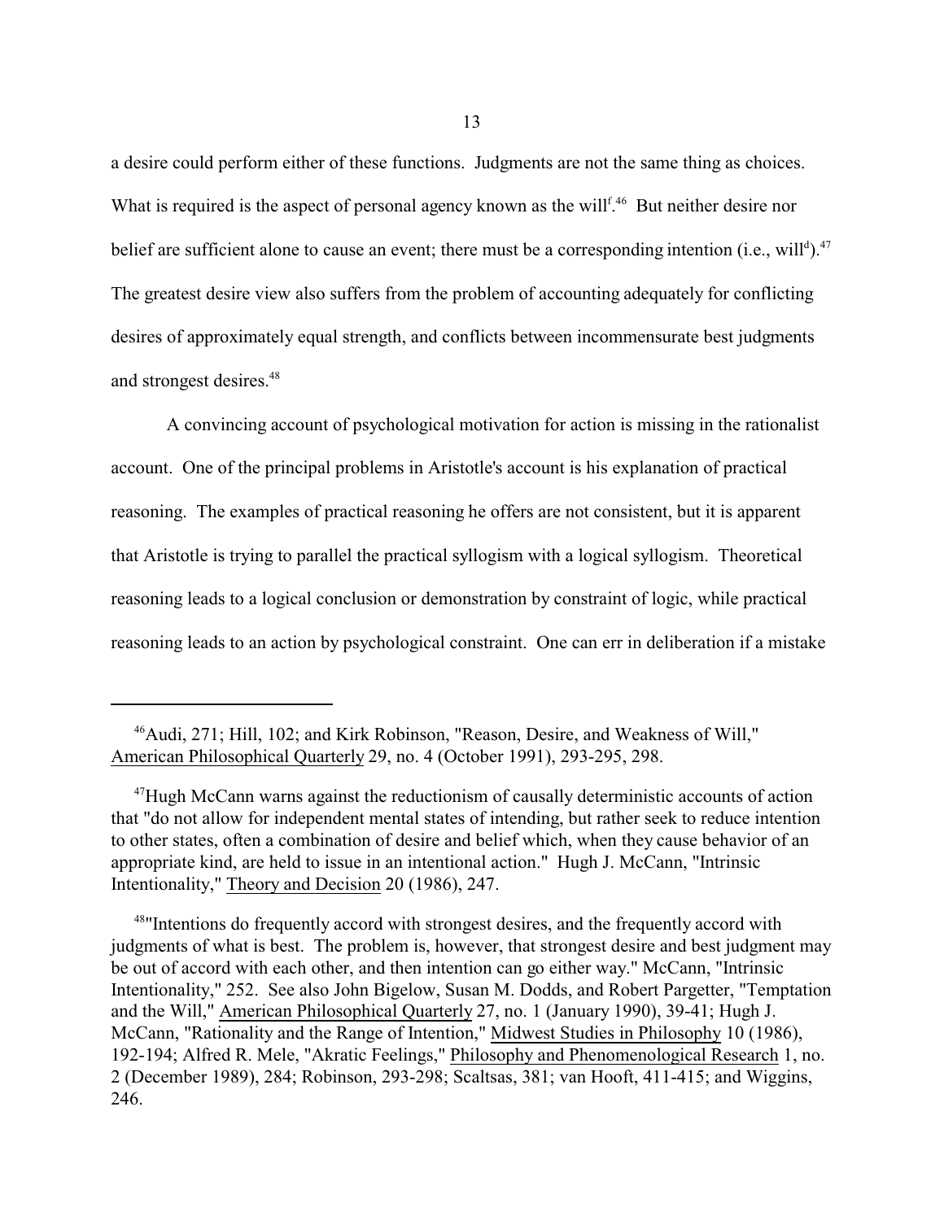a desire could perform either of these functions. Judgments are not the same thing as choices. What is required is the aspect of personal agency known as the will$^f$.[46] But neither desire nor belief are sufficient alone to cause an event; there must be a corresponding intention (i.e., will$^d$).[47] The greatest desire view also suffers from the problem of accounting adequately for conflicting desires of approximately equal strength, and conflicts between incommensurate best judgments and strongest desires.[48]

A convincing account of psychological motivation for action is missing in the rationalist account. One of the principal problems in Aristotle's account is his explanation of practical reasoning. The examples of practical reasoning he offers are not consistent, but it is apparent that Aristotle is trying to parallel the practical syllogism with a logical syllogism. Theoretical reasoning leads to a logical conclusion or demonstration by constraint of logic, while practical reasoning leads to an action by psychological constraint. One can err in deliberation if a mistake

---

[46]Audi, 271; Hill, 102; and Kirk Robinson, "Reason, Desire, and Weakness of Will," American Philosophical Quarterly 29, no. 4 (October 1991), 293-295, 298.

[47]Hugh McCann warns against the reductionism of causally deterministic accounts of action that "do not allow for independent mental states of intending, but rather seek to reduce intention to other states, often a combination of desire and belief which, when they cause behavior of an appropriate kind, are held to issue in an intentional action." Hugh J. McCann, "Intrinsic Intentionality," Theory and Decision 20 (1986), 247.

[48]"Intentions do frequently accord with strongest desires, and the frequently accord with judgments of what is best. The problem is, however, that strongest desire and best judgment may be out of accord with each other, and then intention can go either way." McCann, "Intrinsic Intentionality," 252. See also John Bigelow, Susan M. Dodds, and Robert Pargetter, "Temptation and the Will," American Philosophical Quarterly 27, no. 1 (January 1990), 39-41; Hugh J. McCann, "Rationality and the Range of Intention," Midwest Studies in Philosophy 10 (1986), 192-194; Alfred R. Mele, "Akratic Feelings," Philosophy and Phenomenological Research 1, no. 2 (December 1989), 284; Robinson, 293-298; Scaltsas, 381; van Hooft, 411-415; and Wiggins, 246.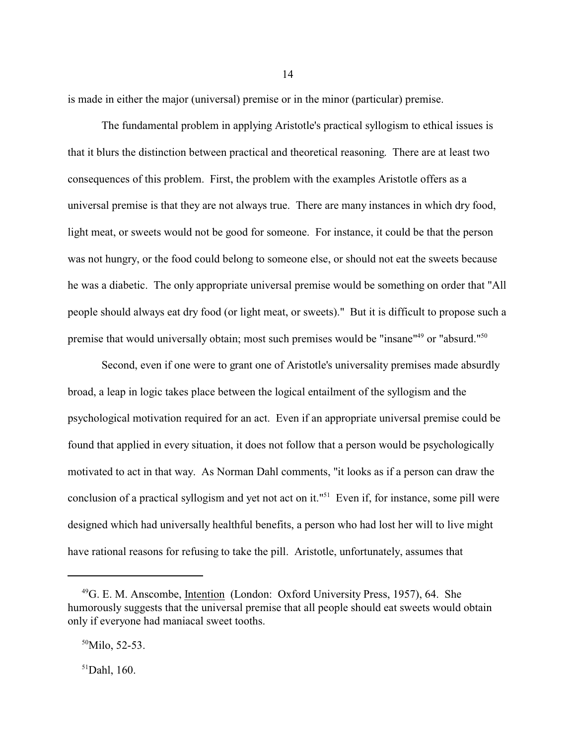is made in either the major (universal) premise or in the minor (particular) premise.

The fundamental problem in applying Aristotle's practical syllogism to ethical issues is that it blurs the distinction between practical and theoretical reasoning. There are at least two consequences of this problem. First, the problem with the examples Aristotle offers as a universal premise is that they are not always true. There are many instances in which dry food, light meat, or sweets would not be good for someone. For instance, it could be that the person was not hungry, or the food could belong to someone else, or should not eat the sweets because he was a diabetic. The only appropriate universal premise would be something on order that "All people should always eat dry food (or light meat, or sweets)." But it is difficult to propose such a premise that would universally obtain; most such premises would be "insane"[49] or "absurd."[50]

Second, even if one were to grant one of Aristotle's universality premises made absurdly broad, a leap in logic takes place between the logical entailment of the syllogism and the psychological motivation required for an act. Even if an appropriate universal premise could be found that applied in every situation, it does not follow that a person would be psychologically motivated to act in that way. As Norman Dahl comments, "it looks as if a person can draw the conclusion of a practical syllogism and yet not act on it."[51] Even if, for instance, some pill were designed which had universally healthful benefits, a person who had lost her will to live might have rational reasons for refusing to take the pill. Aristotle, unfortunately, assumes that

---

[49]G. E. M. Anscombe, Intention (London: Oxford University Press, 1957), 64. She humorously suggests that the universal premise that all people should eat sweets would obtain only if everyone had maniacal sweet tooths.

[50]Milo, 52-53.

[51]Dahl, 160.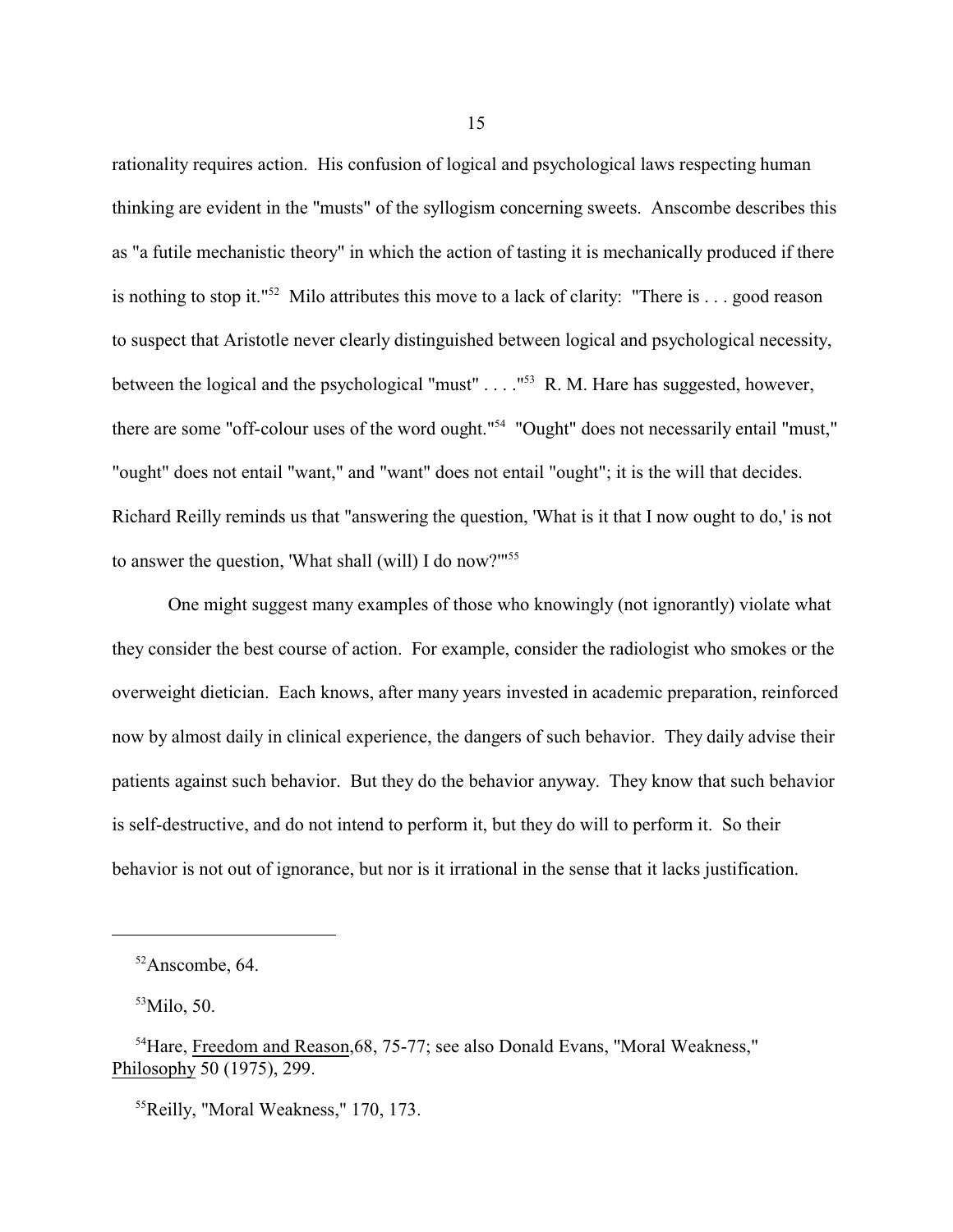rationality requires action. His confusion of logical and psychological laws respecting human thinking are evident in the "musts" of the syllogism concerning sweets. Anscombe describes this as "a futile mechanistic theory" in which the action of tasting it is mechanically produced if there is nothing to stop it."[52] Milo attributes this move to a lack of clarity: "There is . . . good reason to suspect that Aristotle never clearly distinguished between logical and psychological necessity, between the logical and the psychological "must" . . . ."[53] R. M. Hare has suggested, however, there are some "off-colour uses of the word ought."[54] "Ought" does not necessarily entail "must," "ought" does not entail "want," and "want" does not entail "ought"; it is the will that decides. Richard Reilly reminds us that "answering the question, 'What is it that I now ought to do,' is not to answer the question, 'What shall (will) I do now?'"[55]

One might suggest many examples of those who knowingly (not ignorantly) violate what they consider the best course of action. For example, consider the radiologist who smokes or the overweight dietician. Each knows, after many years invested in academic preparation, reinforced now by almost daily in clinical experience, the dangers of such behavior. They daily advise their patients against such behavior. But they do the behavior anyway. They know that such behavior is self-destructive, and do not intend to perform it, but they do will to perform it. So their behavior is not out of ignorance, but nor is it irrational in the sense that it lacks justification.

---

[52]Anscombe, 64.

[53]Milo, 50.

[54]Hare, Freedom and Reason,68, 75-77; see also Donald Evans, "Moral Weakness," Philosophy 50 (1975), 299.

[55]Reilly, "Moral Weakness," 170, 173.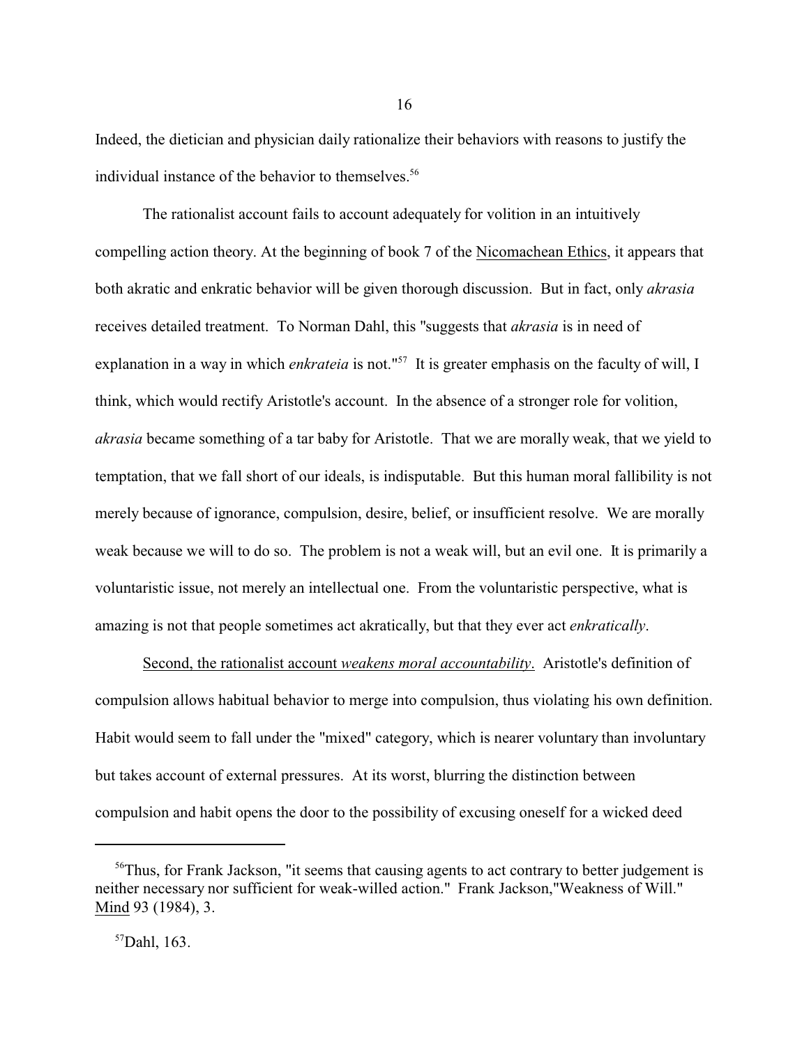Indeed, the dietician and physician daily rationalize their behaviors with reasons to justify the individual instance of the behavior to themselves.[56]

The rationalist account fails to account adequately for volition in an intuitively compelling action theory. At the beginning of book 7 of the Nicomachean Ethics, it appears that both akratic and enkratic behavior will be given thorough discussion. But in fact, only *akrasia* receives detailed treatment. To Norman Dahl, this "suggests that *akrasia* is in need of explanation in a way in which *enkrateia* is not."[57] It is greater emphasis on the faculty of will, I think, which would rectify Aristotle's account. In the absence of a stronger role for volition, *akrasia* became something of a tar baby for Aristotle. That we are morally weak, that we yield to temptation, that we fall short of our ideals, is indisputable. But this human moral fallibility is not merely because of ignorance, compulsion, desire, belief, or insufficient resolve. We are morally weak because we will to do so. The problem is not a weak will, but an evil one. It is primarily a voluntaristic issue, not merely an intellectual one. From the voluntaristic perspective, what is amazing is not that people sometimes act akratically, but that they ever act *enkratically*.

Second, the rationalist account *weakens moral accountability*. Aristotle's definition of compulsion allows habitual behavior to merge into compulsion, thus violating his own definition. Habit would seem to fall under the "mixed" category, which is nearer voluntary than involuntary but takes account of external pressures. At its worst, blurring the distinction between compulsion and habit opens the door to the possibility of excusing oneself for a wicked deed

---

[56]Thus, for Frank Jackson, "it seems that causing agents to act contrary to better judgement is neither necessary nor sufficient for weak-willed action." Frank Jackson,"Weakness of Will." Mind 93 (1984), 3.

[57]Dahl, 163.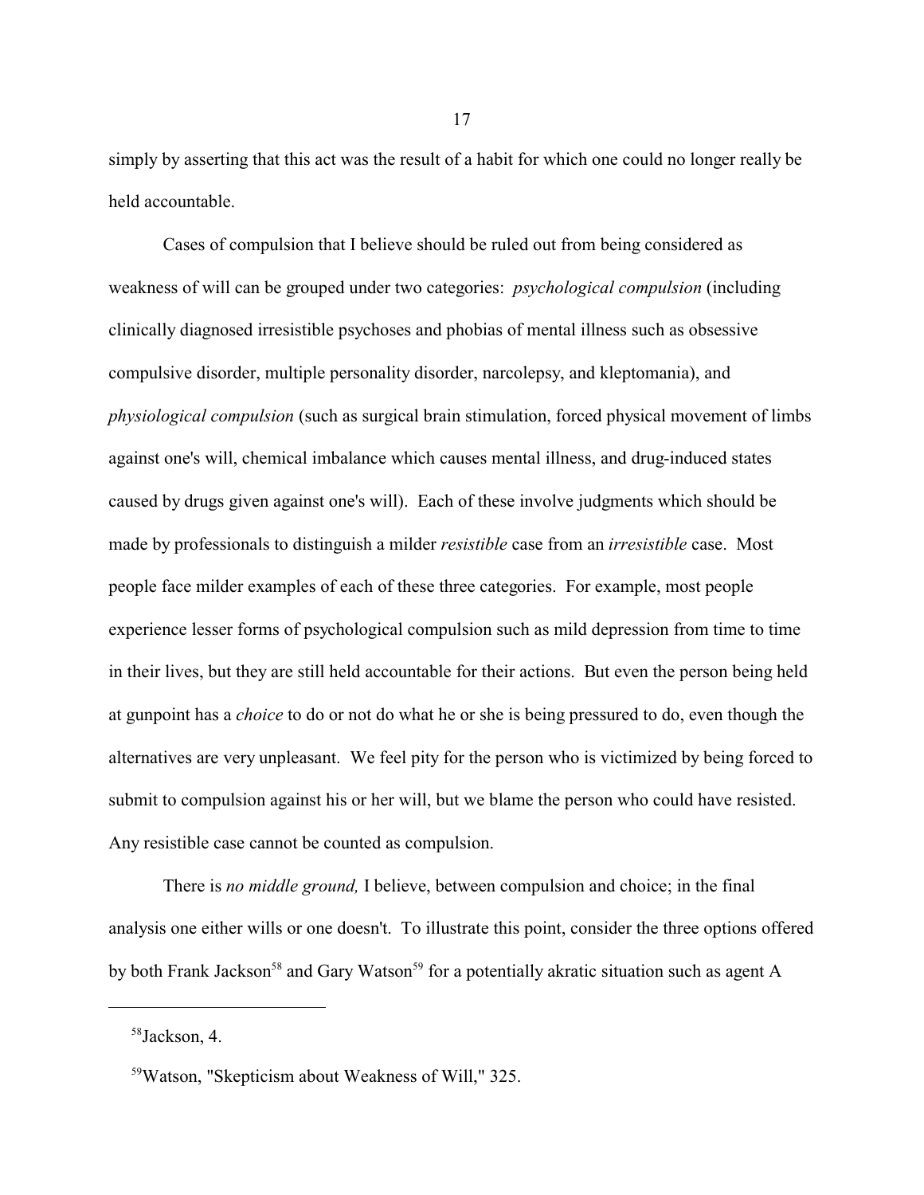simply by asserting that this act was the result of a habit for which one could no longer really be held accountable.

Cases of compulsion that I believe should be ruled out from being considered as weakness of will can be grouped under two categories: *psychological compulsion* (including clinically diagnosed irresistible psychoses and phobias of mental illness such as obsessive compulsive disorder, multiple personality disorder, narcolepsy, and kleptomania), and *physiological compulsion* (such as surgical brain stimulation, forced physical movement of limbs against one's will, chemical imbalance which causes mental illness, and drug-induced states caused by drugs given against one's will). Each of these involve judgments which should be made by professionals to distinguish a milder *resistible* case from an *irresistible* case. Most people face milder examples of each of these three categories. For example, most people experience lesser forms of psychological compulsion such as mild depression from time to time in their lives, but they are still held accountable for their actions. But even the person being held at gunpoint has a *choice* to do or not do what he or she is being pressured to do, even though the alternatives are very unpleasant. We feel pity for the person who is victimized by being forced to submit to compulsion against his or her will, but we blame the person who could have resisted. Any resistible case cannot be counted as compulsion.

There is *no middle ground,* I believe, between compulsion and choice; in the final analysis one either wills or one doesn't. To illustrate this point, consider the three options offered by both Frank Jackson[58] and Gary Watson[59] for a potentially akratic situation such as agent A

---

[58]Jackson, 4.

[59]Watson, "Skepticism about Weakness of Will," 325.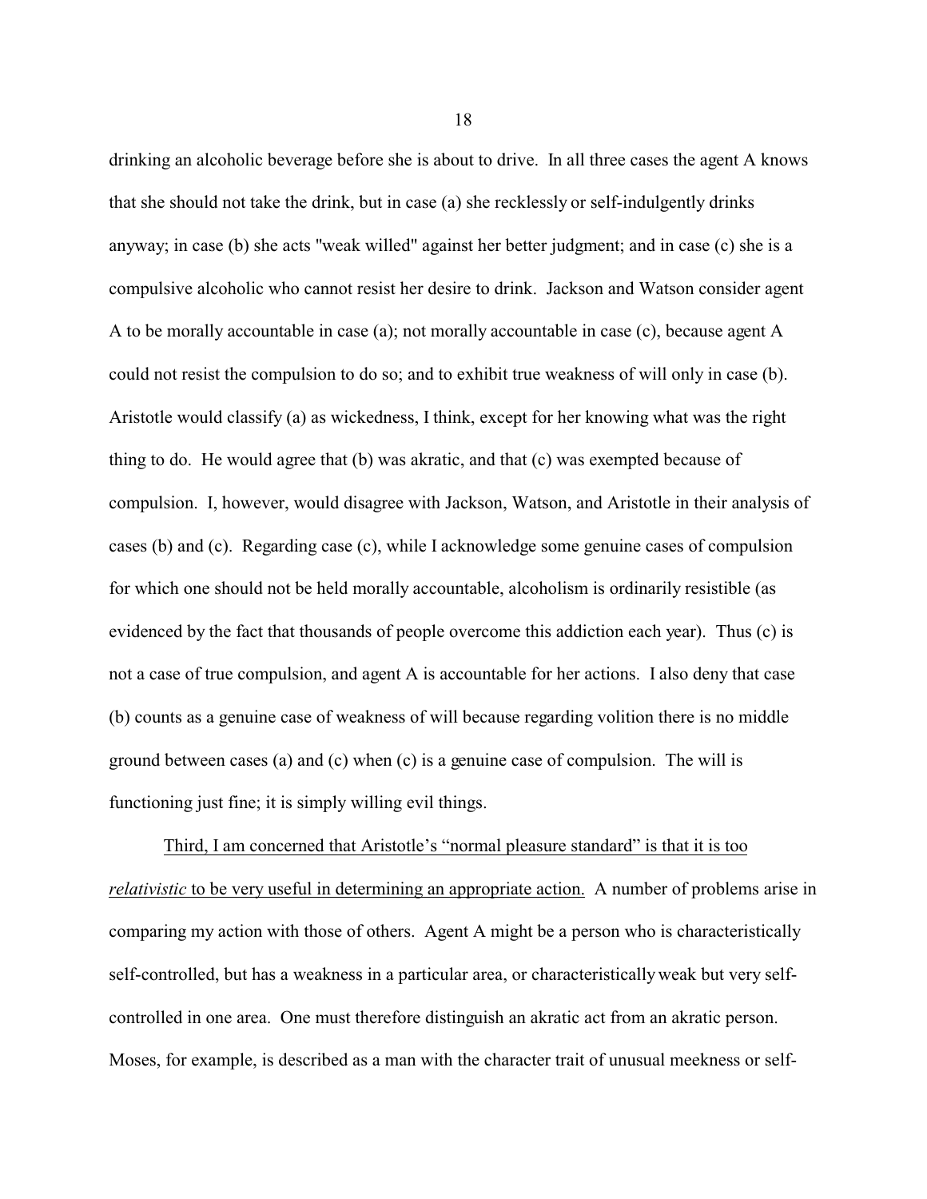drinking an alcoholic beverage before she is about to drive. In all three cases the agent A knows that she should not take the drink, but in case (a) she recklessly or self-indulgently drinks anyway; in case (b) she acts "weak willed" against her better judgment; and in case (c) she is a compulsive alcoholic who cannot resist her desire to drink. Jackson and Watson consider agent A to be morally accountable in case (a); not morally accountable in case (c), because agent A could not resist the compulsion to do so; and to exhibit true weakness of will only in case (b). Aristotle would classify (a) as wickedness, I think, except for her knowing what was the right thing to do. He would agree that (b) was akratic, and that (c) was exempted because of compulsion. I, however, would disagree with Jackson, Watson, and Aristotle in their analysis of cases (b) and (c). Regarding case (c), while I acknowledge some genuine cases of compulsion for which one should not be held morally accountable, alcoholism is ordinarily resistible (as evidenced by the fact that thousands of people overcome this addiction each year). Thus (c) is not a case of true compulsion, and agent A is accountable for her actions. I also deny that case (b) counts as a genuine case of weakness of will because regarding volition there is no middle ground between cases (a) and (c) when (c) is a genuine case of compulsion. The will is functioning just fine; it is simply willing evil things.

<u>Third, I am concerned that Aristotle's "normal pleasure standard" is that it is too *relativistic* to be very useful in determining an appropriate action.</u> A number of problems arise in comparing my action with those of others. Agent A might be a person who is characteristically self-controlled, but has a weakness in a particular area, or characteristically weak but very self-controlled in one area. One must therefore distinguish an akratic act from an akratic person. Moses, for example, is described as a man with the character trait of unusual meekness or self-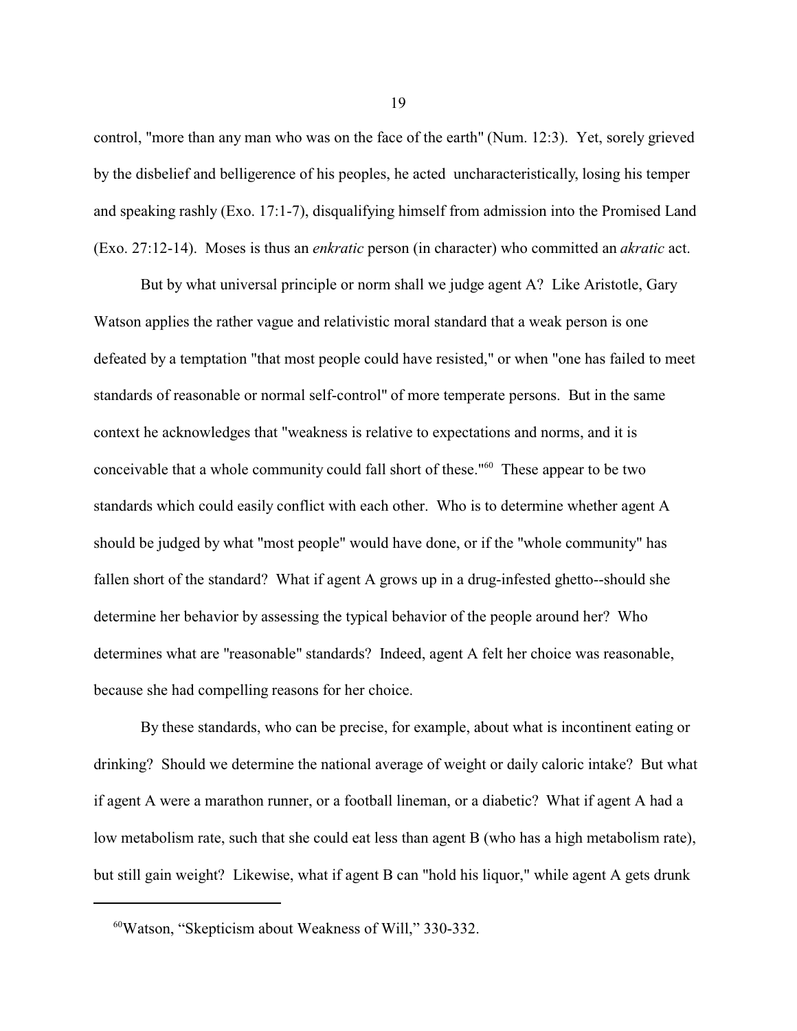control, "more than any man who was on the face of the earth" (Num. 12:3). Yet, sorely grieved by the disbelief and belligerence of his peoples, he acted uncharacteristically, losing his temper and speaking rashly (Exo. 17:1-7), disqualifying himself from admission into the Promised Land (Exo. 27:12-14). Moses is thus an *enkratic* person (in character) who committed an *akratic* act.

But by what universal principle or norm shall we judge agent A? Like Aristotle, Gary Watson applies the rather vague and relativistic moral standard that a weak person is one defeated by a temptation "that most people could have resisted," or when "one has failed to meet standards of reasonable or normal self-control" of more temperate persons. But in the same context he acknowledges that "weakness is relative to expectations and norms, and it is conceivable that a whole community could fall short of these."[60] These appear to be two standards which could easily conflict with each other. Who is to determine whether agent A should be judged by what "most people" would have done, or if the "whole community" has fallen short of the standard? What if agent A grows up in a drug-infested ghetto--should she determine her behavior by assessing the typical behavior of the people around her? Who determines what are "reasonable" standards? Indeed, agent A felt her choice was reasonable, because she had compelling reasons for her choice.

By these standards, who can be precise, for example, about what is incontinent eating or drinking? Should we determine the national average of weight or daily caloric intake? But what if agent A were a marathon runner, or a football lineman, or a diabetic? What if agent A had a low metabolism rate, such that she could eat less than agent B (who has a high metabolism rate), but still gain weight? Likewise, what if agent B can "hold his liquor," while agent A gets drunk

---

[60] Watson, "Skepticism about Weakness of Will," 330-332.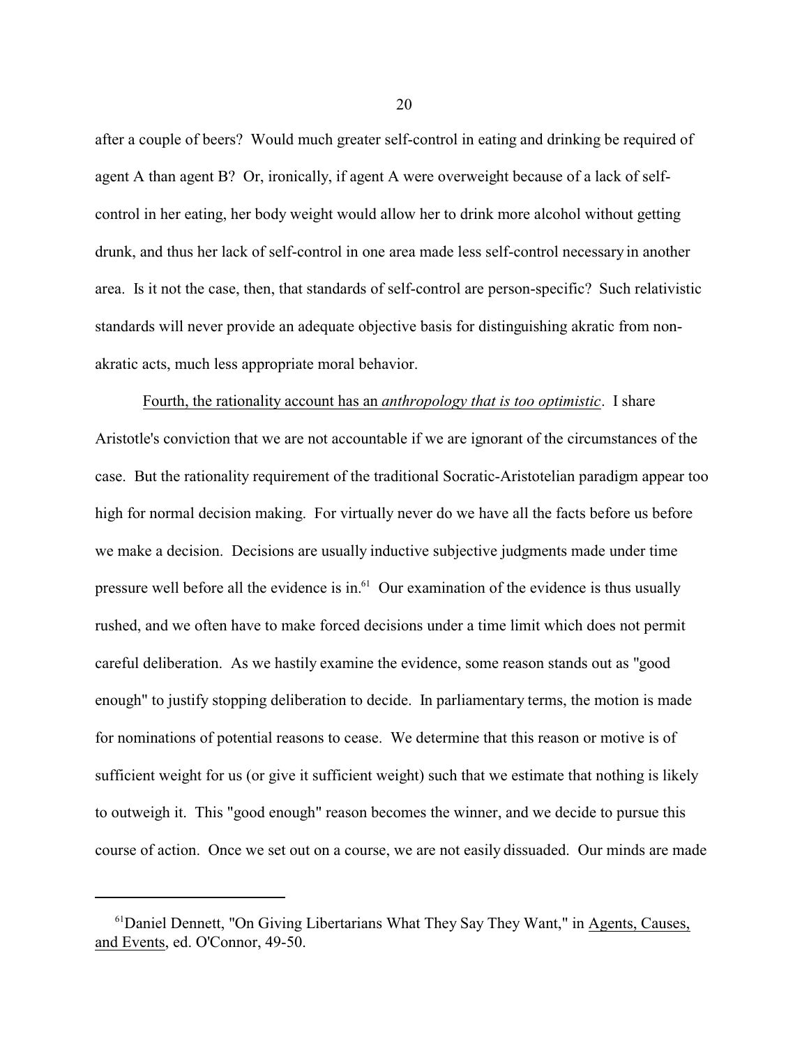after a couple of beers? Would much greater self-control in eating and drinking be required of agent A than agent B? Or, ironically, if agent A were overweight because of a lack of self-control in her eating, her body weight would allow her to drink more alcohol without getting drunk, and thus her lack of self-control in one area made less self-control necessary in another area. Is it not the case, then, that standards of self-control are person-specific? Such relativistic standards will never provide an adequate objective basis for distinguishing akratic from non-akratic acts, much less appropriate moral behavior.

Fourth, the rationality account has an *anthropology that is too optimistic*. I share Aristotle's conviction that we are not accountable if we are ignorant of the circumstances of the case. But the rationality requirement of the traditional Socratic-Aristotelian paradigm appear too high for normal decision making. For virtually never do we have all the facts before us before we make a decision. Decisions are usually inductive subjective judgments made under time pressure well before all the evidence is in.[61] Our examination of the evidence is thus usually rushed, and we often have to make forced decisions under a time limit which does not permit careful deliberation. As we hastily examine the evidence, some reason stands out as "good enough" to justify stopping deliberation to decide. In parliamentary terms, the motion is made for nominations of potential reasons to cease. We determine that this reason or motive is of sufficient weight for us (or give it sufficient weight) such that we estimate that nothing is likely to outweigh it. This "good enough" reason becomes the winner, and we decide to pursue this course of action. Once we set out on a course, we are not easily dissuaded. Our minds are made

---

[61] Daniel Dennett, "On Giving Libertarians What They Say They Want," in Agents, Causes, and Events, ed. O'Connor, 49-50.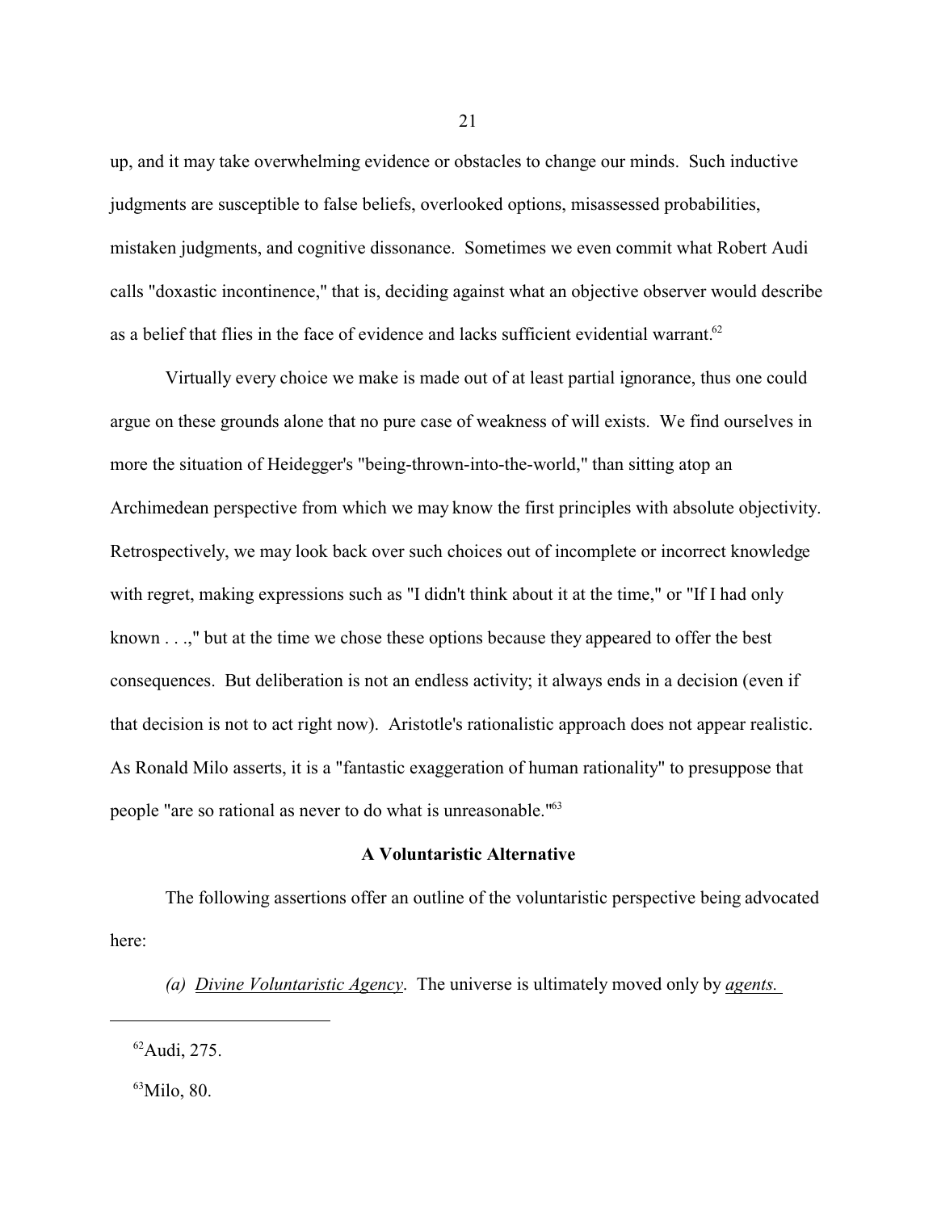up, and it may take overwhelming evidence or obstacles to change our minds. Such inductive judgments are susceptible to false beliefs, overlooked options, misassessed probabilities, mistaken judgments, and cognitive dissonance. Sometimes we even commit what Robert Audi calls "doxastic incontinence," that is, deciding against what an objective observer would describe as a belief that flies in the face of evidence and lacks sufficient evidential warrant.[62]

Virtually every choice we make is made out of at least partial ignorance, thus one could argue on these grounds alone that no pure case of weakness of will exists. We find ourselves in more the situation of Heidegger's "being-thrown-into-the-world," than sitting atop an Archimedean perspective from which we may know the first principles with absolute objectivity. Retrospectively, we may look back over such choices out of incomplete or incorrect knowledge with regret, making expressions such as "I didn't think about it at the time," or "If I had only known . . .," but at the time we chose these options because they appeared to offer the best consequences. But deliberation is not an endless activity; it always ends in a decision (even if that decision is not to act right now). Aristotle's rationalistic approach does not appear realistic. As Ronald Milo asserts, it is a "fantastic exaggeration of human rationality" to presuppose that people "are so rational as never to do what is unreasonable."[63]

**A Voluntaristic Alternative**

The following assertions offer an outline of the voluntaristic perspective being advocated here:

*(a)* Divine Voluntaristic Agency. The universe is ultimately moved only by *agents.*

---

[62]Audi, 275.

[63]Milo, 80.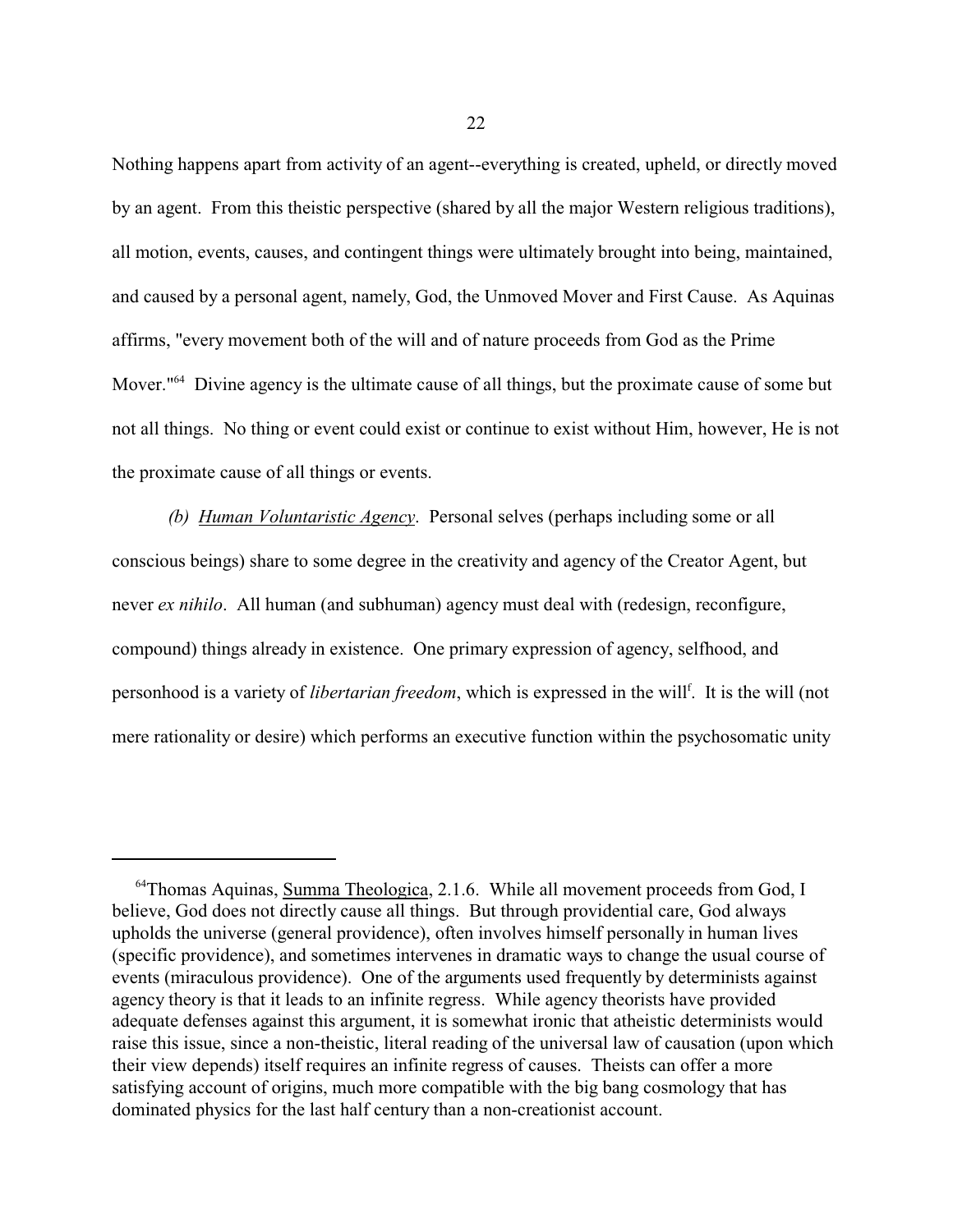Nothing happens apart from activity of an agent--everything is created, upheld, or directly moved by an agent. From this theistic perspective (shared by all the major Western religious traditions), all motion, events, causes, and contingent things were ultimately brought into being, maintained, and caused by a personal agent, namely, God, the Unmoved Mover and First Cause. As Aquinas affirms, "every movement both of the will and of nature proceeds from God as the Prime Mover."[64] Divine agency is the ultimate cause of all things, but the proximate cause of some but not all things. No thing or event could exist or continue to exist without Him, however, He is not the proximate cause of all things or events.

*(b) Human Voluntaristic Agency*. Personal selves (perhaps including some or all conscious beings) share to some degree in the creativity and agency of the Creator Agent, but never *ex nihilo*. All human (and subhuman) agency must deal with (redesign, reconfigure, compound) things already in existence. One primary expression of agency, selfhood, and personhood is a variety of *libertarian freedom*, which is expressed in the will[f]. It is the will (not mere rationality or desire) which performs an executive function within the psychosomatic unity

---

[64] Thomas Aquinas, Summa Theologica, 2.1.6. While all movement proceeds from God, I believe, God does not directly cause all things. But through providential care, God always upholds the universe (general providence), often involves himself personally in human lives (specific providence), and sometimes intervenes in dramatic ways to change the usual course of events (miraculous providence). One of the arguments used frequently by determinists against agency theory is that it leads to an infinite regress. While agency theorists have provided adequate defenses against this argument, it is somewhat ironic that atheistic determinists would raise this issue, since a non-theistic, literal reading of the universal law of causation (upon which their view depends) itself requires an infinite regress of causes. Theists can offer a more satisfying account of origins, much more compatible with the big bang cosmology that has dominated physics for the last half century than a non-creationist account.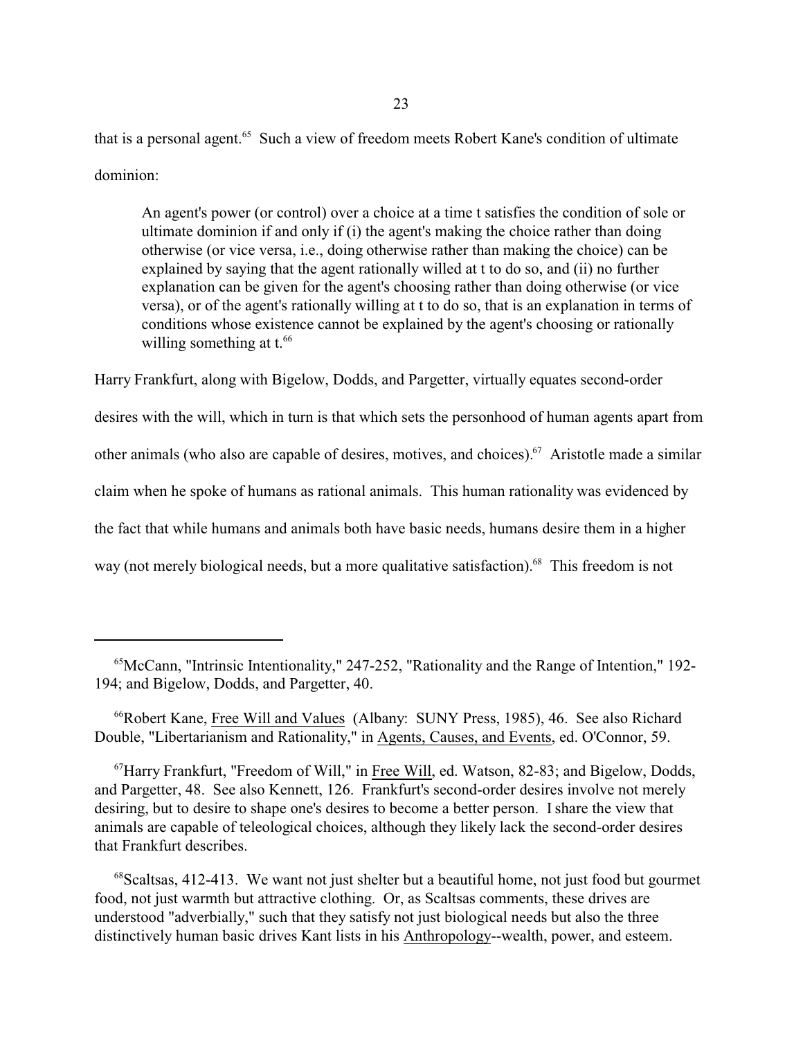that is a personal agent.[65] Such a view of freedom meets Robert Kane's condition of ultimate dominion:

> An agent's power (or control) over a choice at a time t satisfies the condition of sole or ultimate dominion if and only if (i) the agent's making the choice rather than doing otherwise (or vice versa, i.e., doing otherwise rather than making the choice) can be explained by saying that the agent rationally willed at t to do so, and (ii) no further explanation can be given for the agent's choosing rather than doing otherwise (or vice versa), or of the agent's rationally willing at t to do so, that is an explanation in terms of conditions whose existence cannot be explained by the agent's choosing or rationally willing something at t.[66]

Harry Frankfurt, along with Bigelow, Dodds, and Pargetter, virtually equates second-order desires with the will, which in turn is that which sets the personhood of human agents apart from other animals (who also are capable of desires, motives, and choices).[67] Aristotle made a similar claim when he spoke of humans as rational animals. This human rationality was evidenced by the fact that while humans and animals both have basic needs, humans desire them in a higher way (not merely biological needs, but a more qualitative satisfaction).[68] This freedom is not

---

[65] McCann, "Intrinsic Intentionality," 247-252, "Rationality and the Range of Intention," 192-194; and Bigelow, Dodds, and Pargetter, 40.

[66] Robert Kane, Free Will and Values (Albany: SUNY Press, 1985), 46. See also Richard Double, "Libertarianism and Rationality," in Agents, Causes, and Events, ed. O'Connor, 59.

[67] Harry Frankfurt, "Freedom of Will," in Free Will, ed. Watson, 82-83; and Bigelow, Dodds, and Pargetter, 48. See also Kennett, 126. Frankfurt's second-order desires involve not merely desiring, but to desire to shape one's desires to become a better person. I share the view that animals are capable of teleological choices, although they likely lack the second-order desires that Frankfurt describes.

[68] Scaltsas, 412-413. We want not just shelter but a beautiful home, not just food but gourmet food, not just warmth but attractive clothing. Or, as Scaltsas comments, these drives are understood "adverbially," such that they satisfy not just biological needs but also the three distinctively human basic drives Kant lists in his Anthropology--wealth, power, and esteem.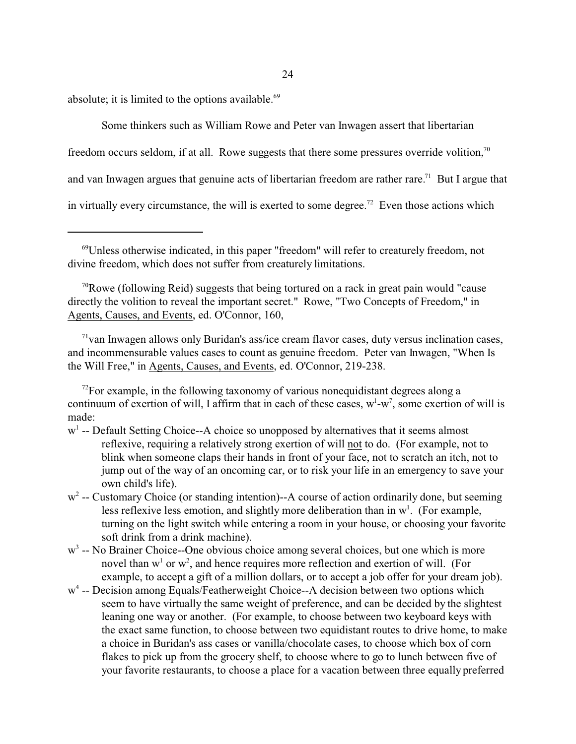absolute; it is limited to the options available.[69]

Some thinkers such as William Rowe and Peter van Inwagen assert that libertarian freedom occurs seldom, if at all. Rowe suggests that there some pressures override volition,[70] and van Inwagen argues that genuine acts of libertarian freedom are rather rare.[71] But I argue that in virtually every circumstance, the will is exerted to some degree.[72] Even those actions which

---

[69]Unless otherwise indicated, in this paper "freedom" will refer to creaturely freedom, not divine freedom, which does not suffer from creaturely limitations.

[70]Rowe (following Reid) suggests that being tortured on a rack in great pain would "cause directly the volition to reveal the important secret." Rowe, "Two Concepts of Freedom," in Agents, Causes, and Events, ed. O'Connor, 160,

[71]van Inwagen allows only Buridan's ass/ice cream flavor cases, duty versus inclination cases, and incommensurable values cases to count as genuine freedom. Peter van Inwagen, "When Is the Will Free," in Agents, Causes, and Events, ed. O'Connor, 219-238.

[72]For example, in the following taxonomy of various nonequidistant degrees along a continuum of exertion of will, I affirm that in each of these cases, $w^1$-$w^7$, some exertion of will is made:

- $w^1$ -- Default Setting Choice--A choice so unopposed by alternatives that it seems almost reflexive, requiring a relatively strong exertion of will <u>not</u> to do. (For example, not to blink when someone claps their hands in front of your face, not to scratch an itch, not to jump out of the way of an oncoming car, or to risk your life in an emergency to save your own child's life).
- $w^2$ -- Customary Choice (or standing intention)--A course of action ordinarily done, but seeming less reflexive less emotion, and slightly more deliberation than in $w^1$. (For example, turning on the light switch while entering a room in your house, or choosing your favorite soft drink from a drink machine).
- $w^3$ -- No Brainer Choice--One obvious choice among several choices, but one which is more novel than $w^1$ or $w^2$, and hence requires more reflection and exertion of will. (For example, to accept a gift of a million dollars, or to accept a job offer for your dream job).
- $w^4$ -- Decision among Equals/Featherweight Choice--A decision between two options which seem to have virtually the same weight of preference, and can be decided by the slightest leaning one way or another. (For example, to choose between two keyboard keys with the exact same function, to choose between two equidistant routes to drive home, to make a choice in Buridan's ass cases or vanilla/chocolate cases, to choose which box of corn flakes to pick up from the grocery shelf, to choose where to go to lunch between five of your favorite restaurants, to choose a place for a vacation between three equally preferred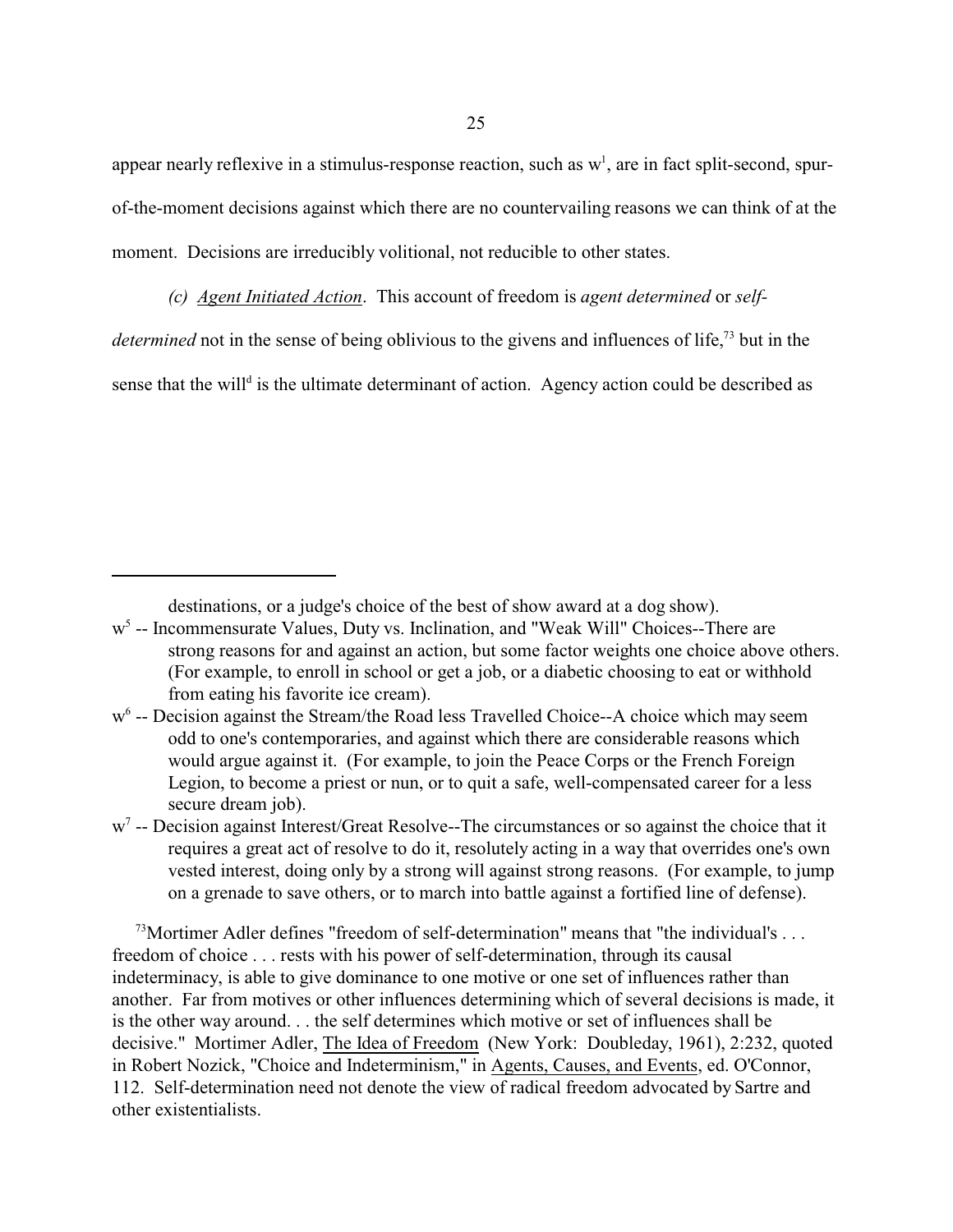appear nearly reflexive in a stimulus-response reaction, such as $w^1$, are in fact split-second, spur-of-the-moment decisions against which there are no countervailing reasons we can think of at the moment. Decisions are irreducibly volitional, not reducible to other states.

*(c) Agent Initiated Action*. This account of freedom is *agent determined* or *self-determined* not in the sense of being oblivious to the givens and influences of life,[73] but in the sense that the will[d] is the ultimate determinant of action. Agency action could be described as

---

destinations, or a judge's choice of the best of show award at a dog show).

$w^5$ -- Incommensurate Values, Duty vs. Inclination, and "Weak Will" Choices--There are strong reasons for and against an action, but some factor weights one choice above others. (For example, to enroll in school or get a job, or a diabetic choosing to eat or withhold from eating his favorite ice cream).

$w^6$ -- Decision against the Stream/the Road less Travelled Choice--A choice which may seem odd to one's contemporaries, and against which there are considerable reasons which would argue against it. (For example, to join the Peace Corps or the French Foreign Legion, to become a priest or nun, or to quit a safe, well-compensated career for a less secure dream job).

$w^7$ -- Decision against Interest/Great Resolve--The circumstances or so against the choice that it requires a great act of resolve to do it, resolutely acting in a way that overrides one's own vested interest, doing only by a strong will against strong reasons. (For example, to jump on a grenade to save others, or to march into battle against a fortified line of defense).

[73]Mortimer Adler defines "freedom of self-determination" means that "the individual's . . . freedom of choice . . . rests with his power of self-determination, through its causal indeterminacy, is able to give dominance to one motive or one set of influences rather than another. Far from motives or other influences determining which of several decisions is made, it is the other way around. . . the self determines which motive or set of influences shall be decisive." Mortimer Adler, The Idea of Freedom (New York: Doubleday, 1961), 2:232, quoted in Robert Nozick, "Choice and Indeterminism," in Agents, Causes, and Events, ed. O'Connor, 112. Self-determination need not denote the view of radical freedom advocated by Sartre and other existentialists.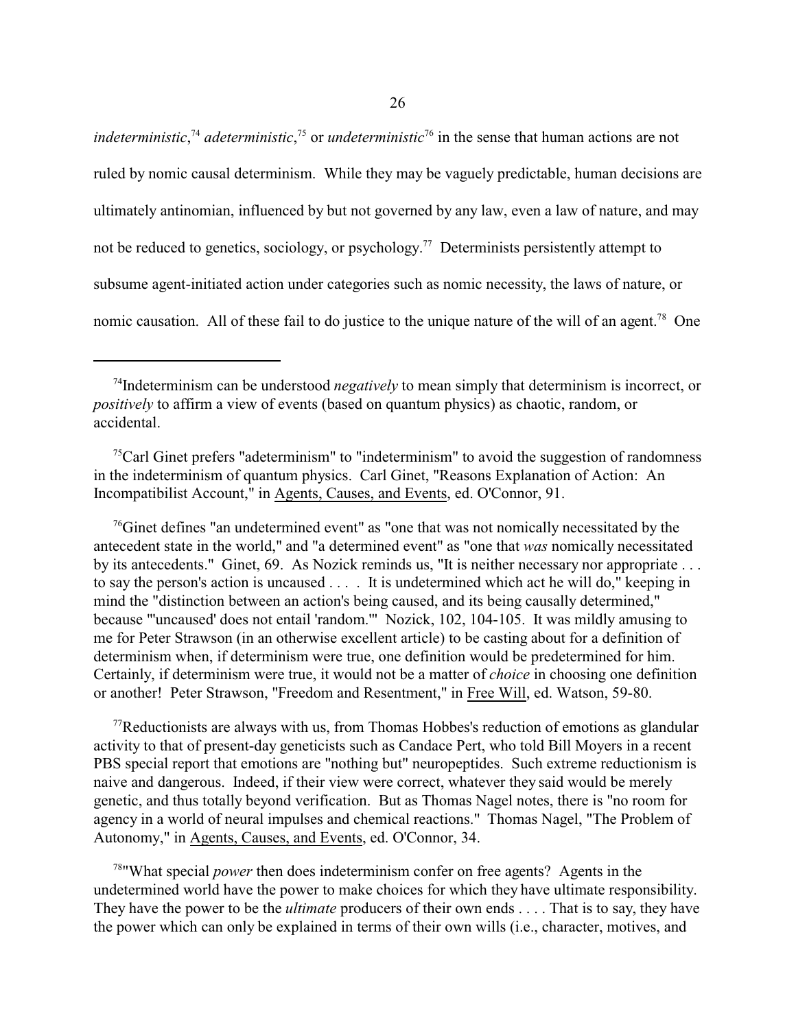*indeterministic*,[74] *adeterministic*,[75] or *undeterministic*[76] in the sense that human actions are not ruled by nomic causal determinism. While they may be vaguely predictable, human decisions are ultimately antinomian, influenced by but not governed by any law, even a law of nature, and may not be reduced to genetics, sociology, or psychology.[77] Determinists persistently attempt to subsume agent-initiated action under categories such as nomic necessity, the laws of nature, or nomic causation. All of these fail to do justice to the unique nature of the will of an agent.[78] One

---

[74]Indeterminism can be understood *negatively* to mean simply that determinism is incorrect, or *positively* to affirm a view of events (based on quantum physics) as chaotic, random, or accidental.

[75]Carl Ginet prefers "adeterminism" to "indeterminism" to avoid the suggestion of randomness in the indeterminism of quantum physics. Carl Ginet, "Reasons Explanation of Action: An Incompatibilist Account," in Agents, Causes, and Events, ed. O'Connor, 91.

[76]Ginet defines "an undetermined event" as "one that was not nomically necessitated by the antecedent state in the world," and "a determined event" as "one that *was* nomically necessitated by its antecedents." Ginet, 69. As Nozick reminds us, "It is neither necessary nor appropriate . . . to say the person's action is uncaused . . . . It is undetermined which act he will do," keeping in mind the "distinction between an action's being caused, and its being causally determined," because "'uncaused' does not entail 'random.'" Nozick, 102, 104-105. It was mildly amusing to me for Peter Strawson (in an otherwise excellent article) to be casting about for a definition of determinism when, if determinism were true, one definition would be predetermined for him. Certainly, if determinism were true, it would not be a matter of *choice* in choosing one definition or another! Peter Strawson, "Freedom and Resentment," in Free Will, ed. Watson, 59-80.

[77]Reductionists are always with us, from Thomas Hobbes's reduction of emotions as glandular activity to that of present-day geneticists such as Candace Pert, who told Bill Moyers in a recent PBS special report that emotions are "nothing but" neuropeptides. Such extreme reductionism is naive and dangerous. Indeed, if their view were correct, whatever they said would be merely genetic, and thus totally beyond verification. But as Thomas Nagel notes, there is "no room for agency in a world of neural impulses and chemical reactions." Thomas Nagel, "The Problem of Autonomy," in Agents, Causes, and Events, ed. O'Connor, 34.

[78]"What special *power* then does indeterminism confer on free agents? Agents in the undetermined world have the power to make choices for which they have ultimate responsibility. They have the power to be the *ultimate* producers of their own ends . . . . That is to say, they have the power which can only be explained in terms of their own wills (i.e., character, motives, and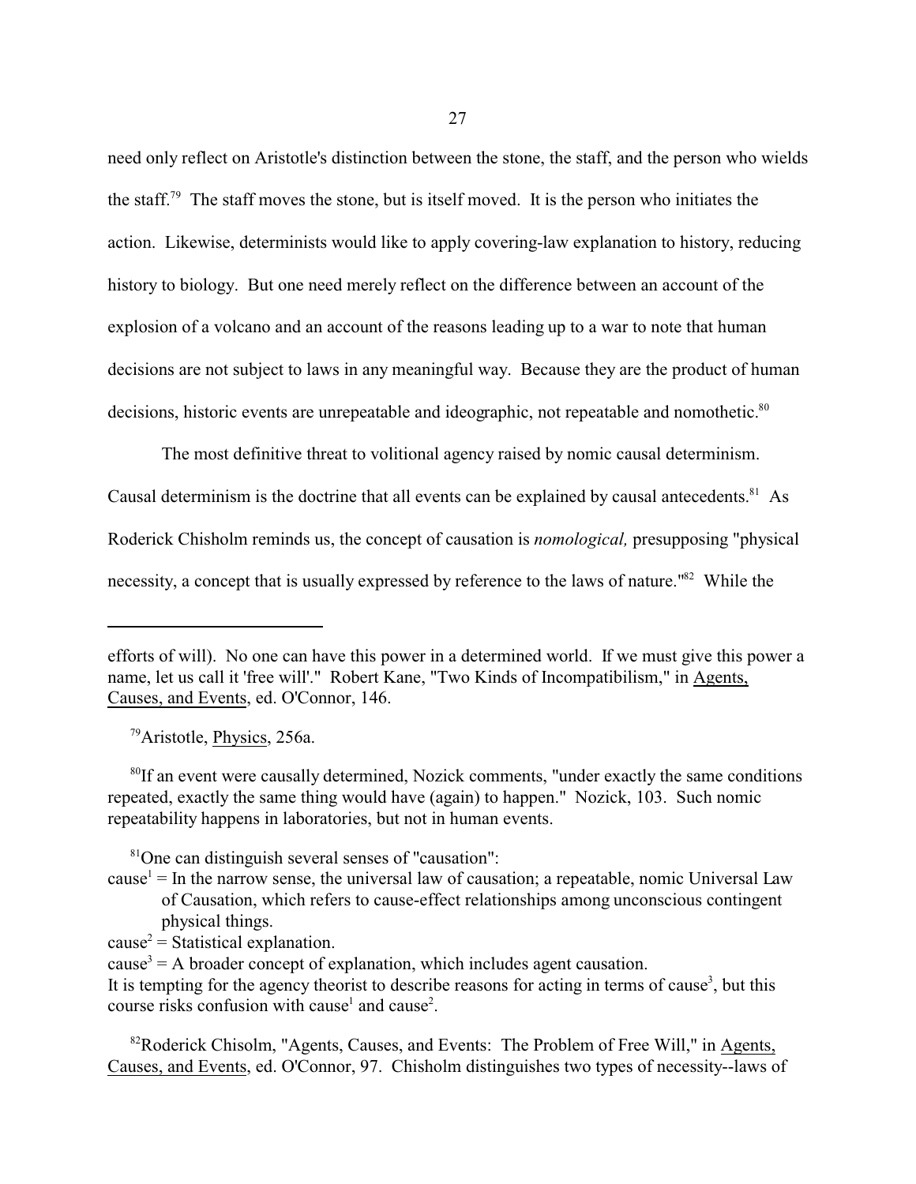need only reflect on Aristotle's distinction between the stone, the staff, and the person who wields the staff.[79] The staff moves the stone, but is itself moved. It is the person who initiates the action. Likewise, determinists would like to apply covering-law explanation to history, reducing history to biology. But one need merely reflect on the difference between an account of the explosion of a volcano and an account of the reasons leading up to a war to note that human decisions are not subject to laws in any meaningful way. Because they are the product of human decisions, historic events are unrepeatable and ideographic, not repeatable and nomothetic.[80]

The most definitive threat to volitional agency raised by nomic causal determinism. Causal determinism is the doctrine that all events can be explained by causal antecedents.[81] As Roderick Chisholm reminds us, the concept of causation is *nomological,* presupposing "physical necessity, a concept that is usually expressed by reference to the laws of nature."[82] While the

---

efforts of will). No one can have this power in a determined world. If we must give this power a name, let us call it 'free will'." Robert Kane, "Two Kinds of Incompatibilism," in Agents, Causes, and Events, ed. O'Connor, 146.

[79]Aristotle, Physics, 256a.

[80]If an event were causally determined, Nozick comments, "under exactly the same conditions repeated, exactly the same thing would have (again) to happen." Nozick, 103. Such nomic repeatability happens in laboratories, but not in human events.

[81]One can distinguish several senses of "causation":
cause[1] = In the narrow sense, the universal law of causation; a repeatable, nomic Universal Law of Causation, which refers to cause-effect relationships among unconscious contingent physical things.
cause[2] = Statistical explanation.
cause[3] = A broader concept of explanation, which includes agent causation.
It is tempting for the agency theorist to describe reasons for acting in terms of cause[3], but this course risks confusion with cause[1] and cause[2].

[82]Roderick Chisolm, "Agents, Causes, and Events: The Problem of Free Will," in Agents, Causes, and Events, ed. O'Connor, 97. Chisholm distinguishes two types of necessity--laws of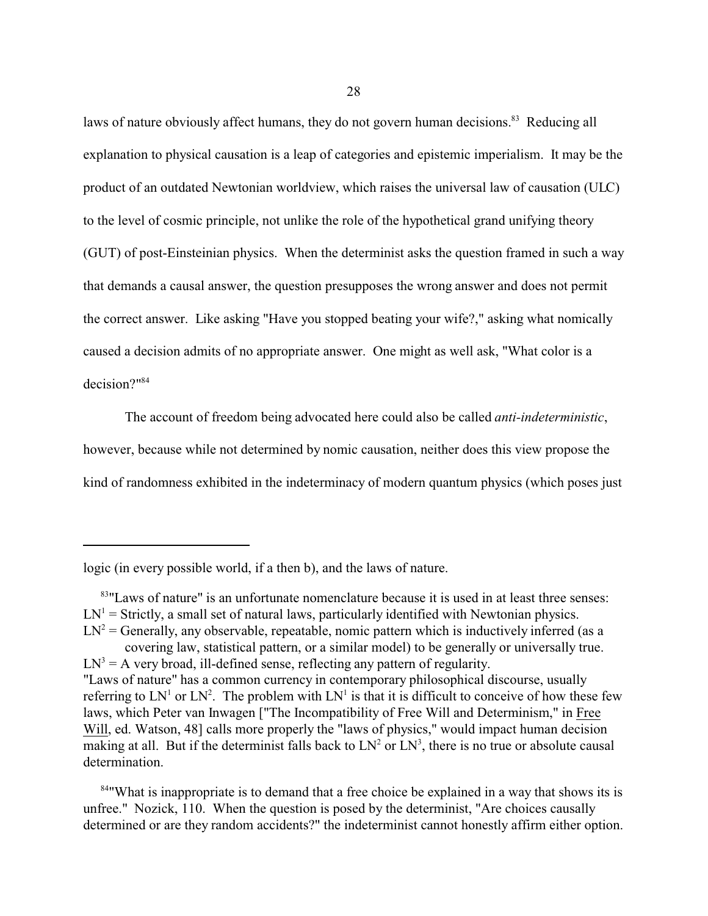laws of nature obviously affect humans, they do not govern human decisions.[83] Reducing all explanation to physical causation is a leap of categories and epistemic imperialism. It may be the product of an outdated Newtonian worldview, which raises the universal law of causation (ULC) to the level of cosmic principle, not unlike the role of the hypothetical grand unifying theory (GUT) of post-Einsteinian physics. When the determinist asks the question framed in such a way that demands a causal answer, the question presupposes the wrong answer and does not permit the correct answer. Like asking "Have you stopped beating your wife?," asking what nomically caused a decision admits of no appropriate answer. One might as well ask, "What color is a decision?"[84]

The account of freedom being advocated here could also be called *anti-indeterministic*, however, because while not determined by nomic causation, neither does this view propose the kind of randomness exhibited in the indeterminacy of modern quantum physics (which poses just

---

logic (in every possible world, if a then b), and the laws of nature.

[83] "Laws of nature" is an unfortunate nomenclature because it is used in at least three senses:
$LN^1$ = Strictly, a small set of natural laws, particularly identified with Newtonian physics.
$LN^2$ = Generally, any observable, repeatable, nomic pattern which is inductively inferred (as a covering law, statistical pattern, or a similar model) to be generally or universally true.
$LN^3$ = A very broad, ill-defined sense, reflecting any pattern of regularity.
"Laws of nature" has a common currency in contemporary philosophical discourse, usually referring to $LN^1$ or $LN^2$. The problem with $LN^1$ is that it is difficult to conceive of how these few laws, which Peter van Inwagen ["The Incompatibility of Free Will and Determinism," in Free Will, ed. Watson, 48] calls more properly the "laws of physics," would impact human decision making at all. But if the determinist falls back to $LN^2$ or $LN^3$, there is no true or absolute causal determination.

[84] "What is inappropriate is to demand that a free choice be explained in a way that shows its is unfree." Nozick, 110. When the question is posed by the determinist, "Are choices causally determined or are they random accidents?" the indeterminist cannot honestly affirm either option.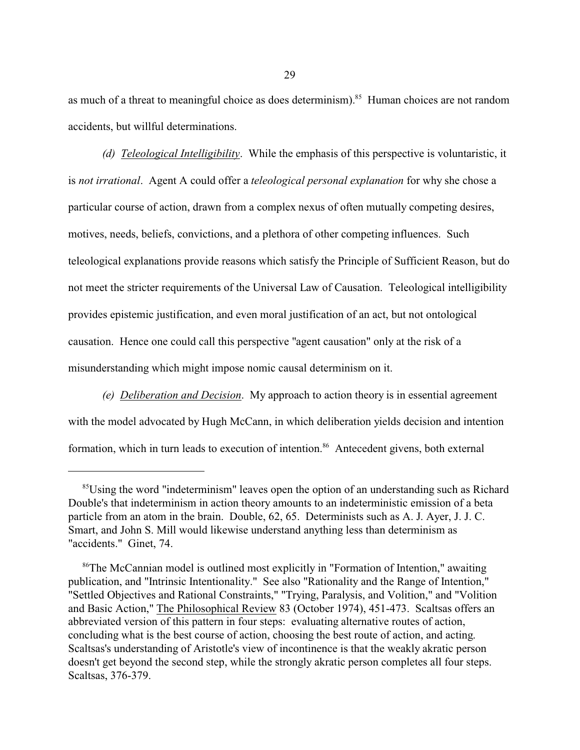as much of a threat to meaningful choice as does determinism).[85] Human choices are not random accidents, but willful determinations.

*(d) Teleological Intelligibility*. While the emphasis of this perspective is voluntaristic, it is *not irrational*. Agent A could offer a *teleological personal explanation* for why she chose a particular course of action, drawn from a complex nexus of often mutually competing desires, motives, needs, beliefs, convictions, and a plethora of other competing influences. Such teleological explanations provide reasons which satisfy the Principle of Sufficient Reason, but do not meet the stricter requirements of the Universal Law of Causation. Teleological intelligibility provides epistemic justification, and even moral justification of an act, but not ontological causation. Hence one could call this perspective "agent causation" only at the risk of a misunderstanding which might impose nomic causal determinism on it.

*(e) Deliberation and Decision*. My approach to action theory is in essential agreement with the model advocated by Hugh McCann, in which deliberation yields decision and intention formation, which in turn leads to execution of intention.[86] Antecedent givens, both external

---

[85] Using the word "indeterminism" leaves open the option of an understanding such as Richard Double's that indeterminism in action theory amounts to an indeterministic emission of a beta particle from an atom in the brain. Double, 62, 65. Determinists such as A. J. Ayer, J. J. C. Smart, and John S. Mill would likewise understand anything less than determinism as "accidents." Ginet, 74.

[86] The McCannian model is outlined most explicitly in "Formation of Intention," awaiting publication, and "Intrinsic Intentionality." See also "Rationality and the Range of Intention," "Settled Objectives and Rational Constraints," "Trying, Paralysis, and Volition," and "Volition and Basic Action," The Philosophical Review 83 (October 1974), 451-473. Scaltsas offers an abbreviated version of this pattern in four steps: evaluating alternative routes of action, concluding what is the best course of action, choosing the best route of action, and acting. Scaltsas's understanding of Aristotle's view of incontinence is that the weakly akratic person doesn't get beyond the second step, while the strongly akratic person completes all four steps. Scaltsas, 376-379.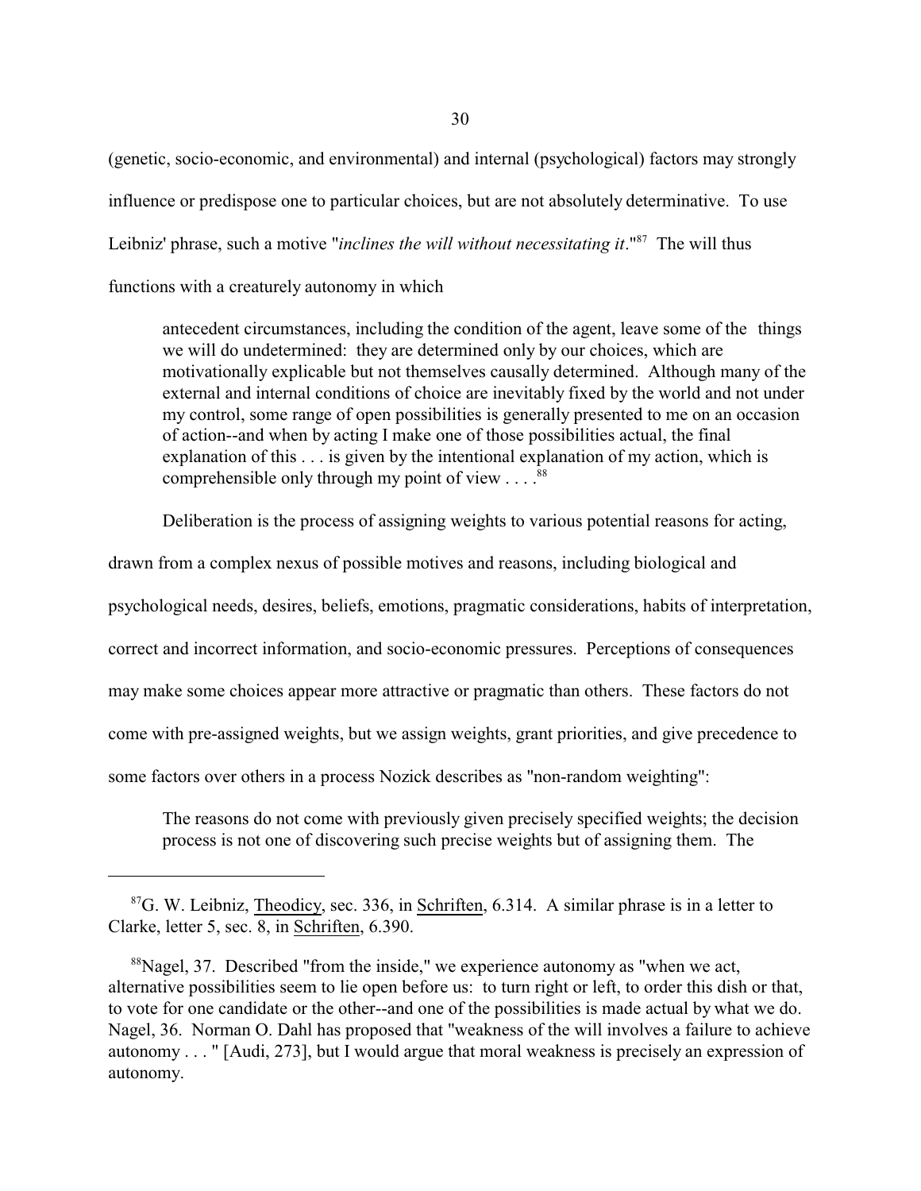(genetic, socio-economic, and environmental) and internal (psychological) factors may strongly influence or predispose one to particular choices, but are not absolutely determinative. To use Leibniz' phrase, such a motive "*inclines the will without necessitating it*."[87] The will thus functions with a creaturely autonomy in which

> antecedent circumstances, including the condition of the agent, leave some of the things we will do undetermined: they are determined only by our choices, which are motivationally explicable but not themselves causally determined. Although many of the external and internal conditions of choice are inevitably fixed by the world and not under my control, some range of open possibilities is generally presented to me on an occasion of action--and when by acting I make one of those possibilities actual, the final explanation of this . . . is given by the intentional explanation of my action, which is comprehensible only through my point of view . . . .[88]

Deliberation is the process of assigning weights to various potential reasons for acting, drawn from a complex nexus of possible motives and reasons, including biological and psychological needs, desires, beliefs, emotions, pragmatic considerations, habits of interpretation, correct and incorrect information, and socio-economic pressures. Perceptions of consequences may make some choices appear more attractive or pragmatic than others. These factors do not come with pre-assigned weights, but we assign weights, grant priorities, and give precedence to some factors over others in a process Nozick describes as "non-random weighting":

> The reasons do not come with previously given precisely specified weights; the decision process is not one of discovering such precise weights but of assigning them. The

---

[87] G. W. Leibniz, Theodicy, sec. 336, in Schriften, 6.314. A similar phrase is in a letter to Clarke, letter 5, sec. 8, in Schriften, 6.390.

[88] Nagel, 37. Described "from the inside," we experience autonomy as "when we act, alternative possibilities seem to lie open before us: to turn right or left, to order this dish or that, to vote for one candidate or the other--and one of the possibilities is made actual by what we do. Nagel, 36. Norman O. Dahl has proposed that "weakness of the will involves a failure to achieve autonomy . . . " [Audi, 273], but I would argue that moral weakness is precisely an expression of autonomy.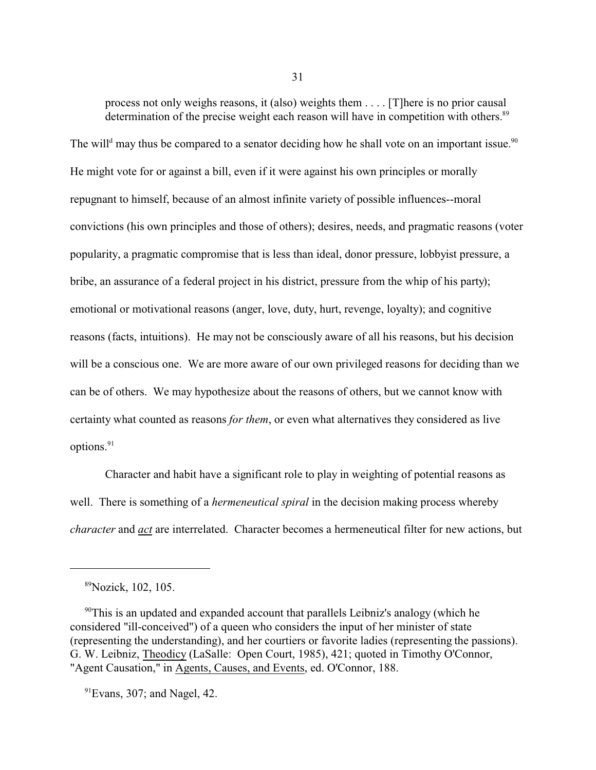> process not only weighs reasons, it (also) weights them . . . . [T]here is no prior causal determination of the precise weight each reason will have in competition with others.[89]

The will[d] may thus be compared to a senator deciding how he shall vote on an important issue.[90] He might vote for or against a bill, even if it were against his own principles or morally repugnant to himself, because of an almost infinite variety of possible influences--moral convictions (his own principles and those of others); desires, needs, and pragmatic reasons (voter popularity, a pragmatic compromise that is less than ideal, donor pressure, lobbyist pressure, a bribe, an assurance of a federal project in his district, pressure from the whip of his party); emotional or motivational reasons (anger, love, duty, hurt, revenge, loyalty); and cognitive reasons (facts, intuitions). He may not be consciously aware of all his reasons, but his decision will be a conscious one. We are more aware of our own privileged reasons for deciding than we can be of others. We may hypothesize about the reasons of others, but we cannot know with certainty what counted as reasons *for them*, or even what alternatives they considered as live options.[91]

Character and habit have a significant role to play in weighting of potential reasons as well. There is something of a *hermeneutical spiral* in the decision making process whereby *character* and <u>*act*</u> are interrelated. Character becomes a hermeneutical filter for new actions, but

---

[89]Nozick, 102, 105.

[90]This is an updated and expanded account that parallels Leibniz's analogy (which he considered "ill-conceived") of a queen who considers the input of her minister of state (representing the understanding), and her courtiers or favorite ladies (representing the passions). G. W. Leibniz, <u>Theodicy</u> (LaSalle: Open Court, 1985), 421; quoted in Timothy O'Connor, "Agent Causation," in <u>Agents, Causes, and Events</u>, ed. O'Connor, 188.

[91]Evans, 307; and Nagel, 42.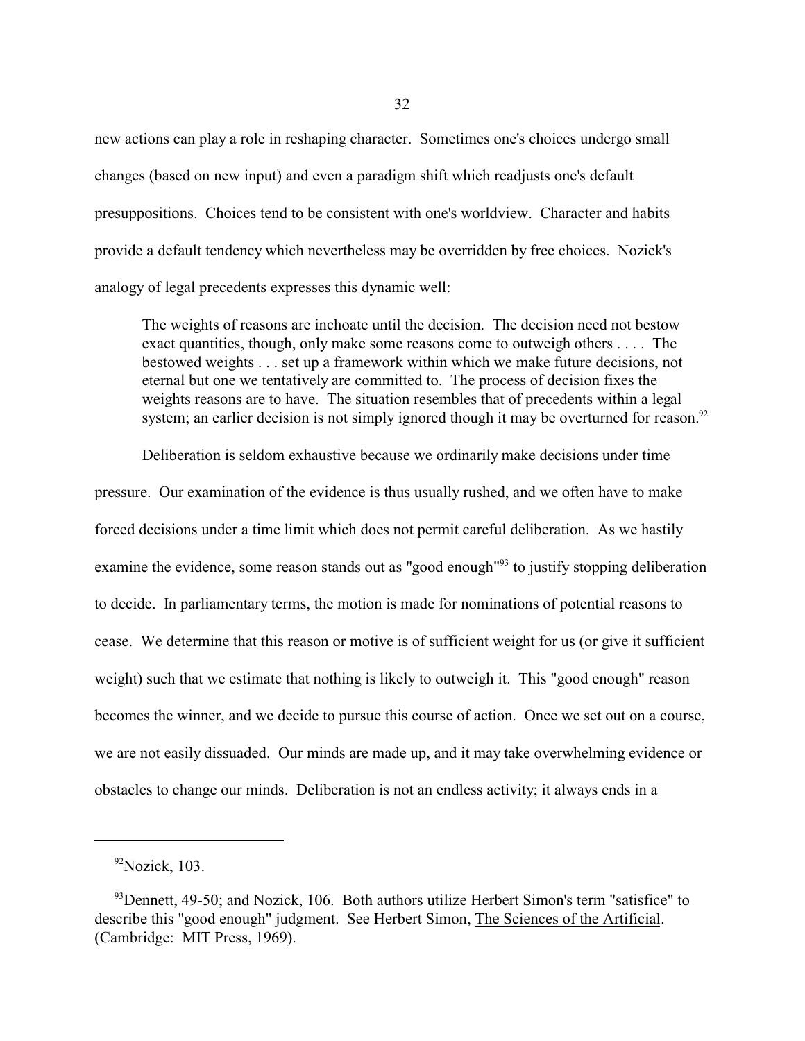new actions can play a role in reshaping character. Sometimes one's choices undergo small changes (based on new input) and even a paradigm shift which readjusts one's default presuppositions. Choices tend to be consistent with one's worldview. Character and habits provide a default tendency which nevertheless may be overridden by free choices. Nozick's analogy of legal precedents expresses this dynamic well:

> The weights of reasons are inchoate until the decision. The decision need not bestow exact quantities, though, only make some reasons come to outweigh others . . . . The bestowed weights . . . set up a framework within which we make future decisions, not eternal but one we tentatively are committed to. The process of decision fixes the weights reasons are to have. The situation resembles that of precedents within a legal system; an earlier decision is not simply ignored though it may be overturned for reason.[92]

Deliberation is seldom exhaustive because we ordinarily make decisions under time pressure. Our examination of the evidence is thus usually rushed, and we often have to make forced decisions under a time limit which does not permit careful deliberation. As we hastily examine the evidence, some reason stands out as "good enough"[93] to justify stopping deliberation to decide. In parliamentary terms, the motion is made for nominations of potential reasons to cease. We determine that this reason or motive is of sufficient weight for us (or give it sufficient weight) such that we estimate that nothing is likely to outweigh it. This "good enough" reason becomes the winner, and we decide to pursue this course of action. Once we set out on a course, we are not easily dissuaded. Our minds are made up, and it may take overwhelming evidence or obstacles to change our minds. Deliberation is not an endless activity; it always ends in a

---

[92] Nozick, 103.

[93] Dennett, 49-50; and Nozick, 106. Both authors utilize Herbert Simon's term "satisfice" to describe this "good enough" judgment. See Herbert Simon, The Sciences of the Artificial. (Cambridge: MIT Press, 1969).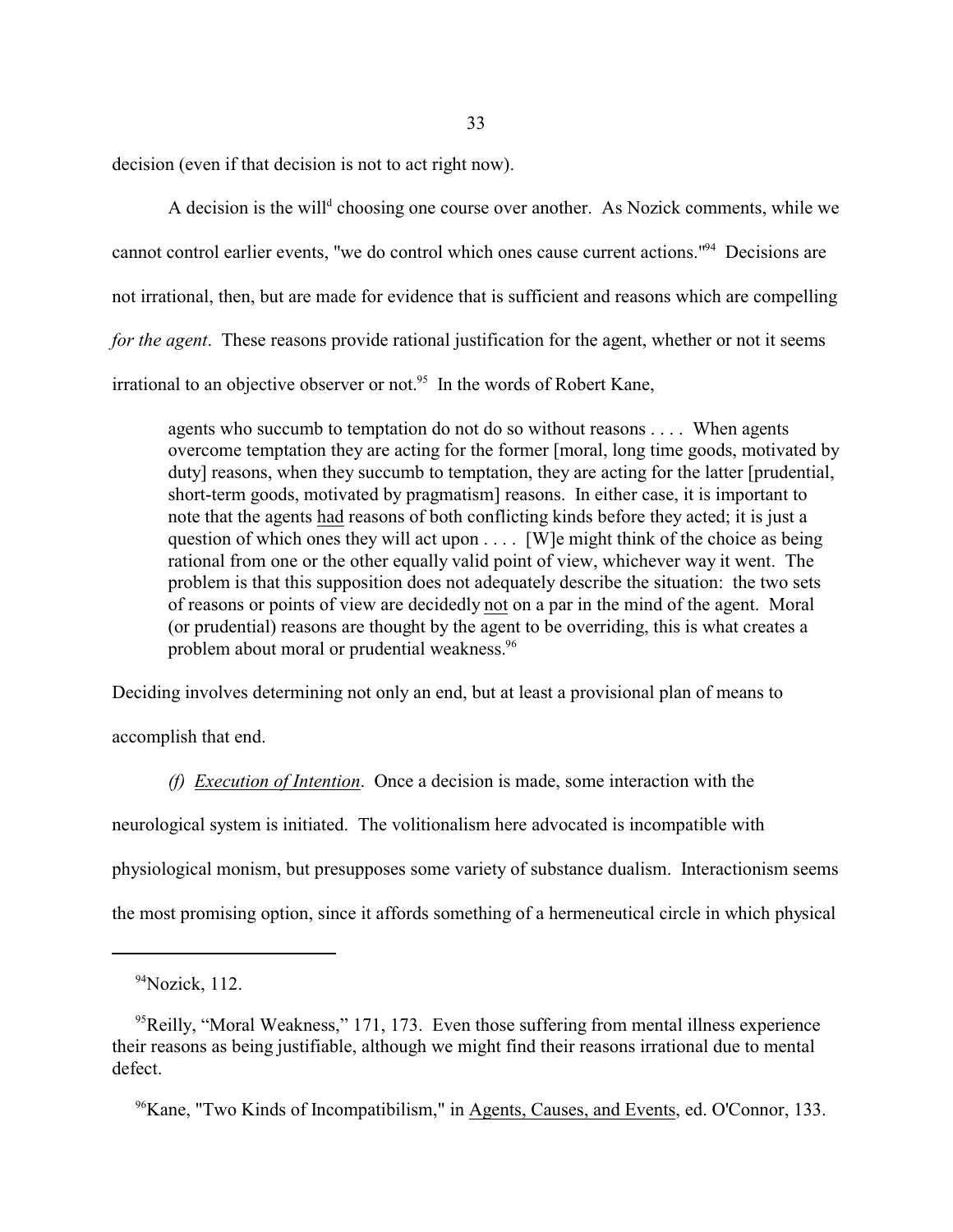decision (even if that decision is not to act right now).

A decision is the will[d] choosing one course over another. As Nozick comments, while we cannot control earlier events, "we do control which ones cause current actions."[94] Decisions are not irrational, then, but are made for evidence that is sufficient and reasons which are compelling *for the agent*. These reasons provide rational justification for the agent, whether or not it seems irrational to an objective observer or not.[95] In the words of Robert Kane,

> agents who succumb to temptation do not do so without reasons . . . . When agents overcome temptation they are acting for the former [moral, long time goods, motivated by duty] reasons, when they succumb to temptation, they are acting for the latter [prudential, short-term goods, motivated by pragmatism] reasons. In either case, it is important to note that the agents <u>had</u> reasons of both conflicting kinds before they acted; it is just a question of which ones they will act upon . . . . [W]e might think of the choice as being rational from one or the other equally valid point of view, whichever way it went. The problem is that this supposition does not adequately describe the situation: the two sets of reasons or points of view are decidedly <u>not</u> on a par in the mind of the agent. Moral (or prudential) reasons are thought by the agent to be overriding, this is what creates a problem about moral or prudential weakness.[96]

Deciding involves determining not only an end, but at least a provisional plan of means to accomplish that end.

*(f)* *<u>Execution of Intention</u>*. Once a decision is made, some interaction with the neurological system is initiated. The volitionalism here advocated is incompatible with physiological monism, but presupposes some variety of substance dualism. Interactionism seems the most promising option, since it affords something of a hermeneutical circle in which physical

---

[94]Nozick, 112.

[95]Reilly, "Moral Weakness," 171, 173. Even those suffering from mental illness experience their reasons as being justifiable, although we might find their reasons irrational due to mental defect.

[96]Kane, "Two Kinds of Incompatibilism," in <u>Agents, Causes, and Events</u>, ed. O'Connor, 133.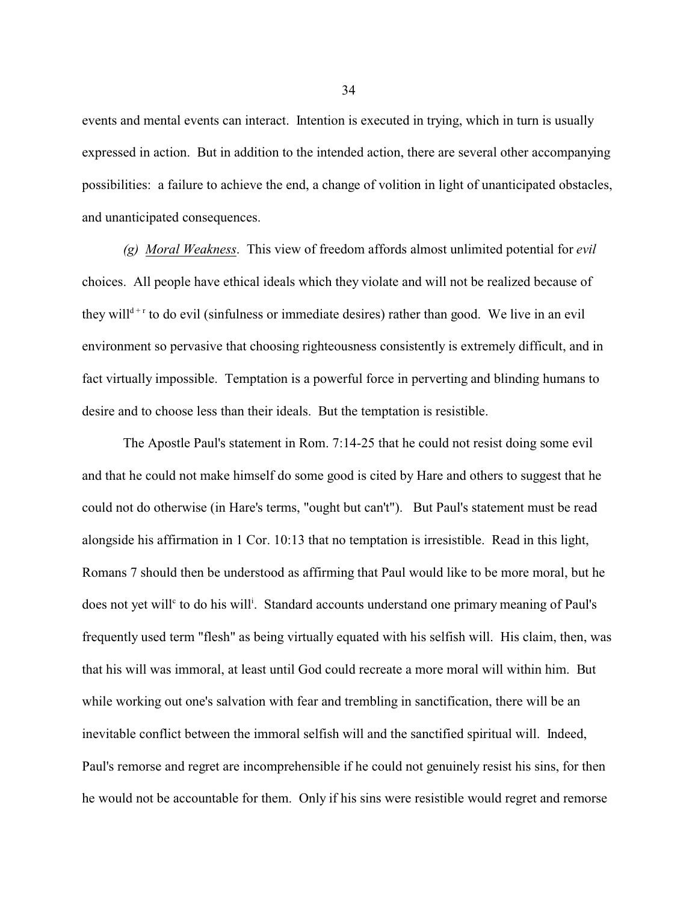events and mental events can interact. Intention is executed in trying, which in turn is usually expressed in action. But in addition to the intended action, there are several other accompanying possibilities: a failure to achieve the end, a change of volition in light of unanticipated obstacles, and unanticipated consequences.

*(g) Moral Weakness*. This view of freedom affords almost unlimited potential for *evil* choices. All people have ethical ideals which they violate and will not be realized because of they will$^{d+r}$ to do evil (sinfulness or immediate desires) rather than good. We live in an evil environment so pervasive that choosing righteousness consistently is extremely difficult, and in fact virtually impossible. Temptation is a powerful force in perverting and blinding humans to desire and to choose less than their ideals. But the temptation is resistible.

The Apostle Paul's statement in Rom. 7:14-25 that he could not resist doing some evil and that he could not make himself do some good is cited by Hare and others to suggest that he could not do otherwise (in Hare's terms, "ought but can't"). But Paul's statement must be read alongside his affirmation in 1 Cor. 10:13 that no temptation is irresistible. Read in this light, Romans 7 should then be understood as affirming that Paul would like to be more moral, but he does not yet will$^{c}$ to do his will$^{i}$. Standard accounts understand one primary meaning of Paul's frequently used term "flesh" as being virtually equated with his selfish will. His claim, then, was that his will was immoral, at least until God could recreate a more moral will within him. But while working out one's salvation with fear and trembling in sanctification, there will be an inevitable conflict between the immoral selfish will and the sanctified spiritual will. Indeed, Paul's remorse and regret are incomprehensible if he could not genuinely resist his sins, for then he would not be accountable for them. Only if his sins were resistible would regret and remorse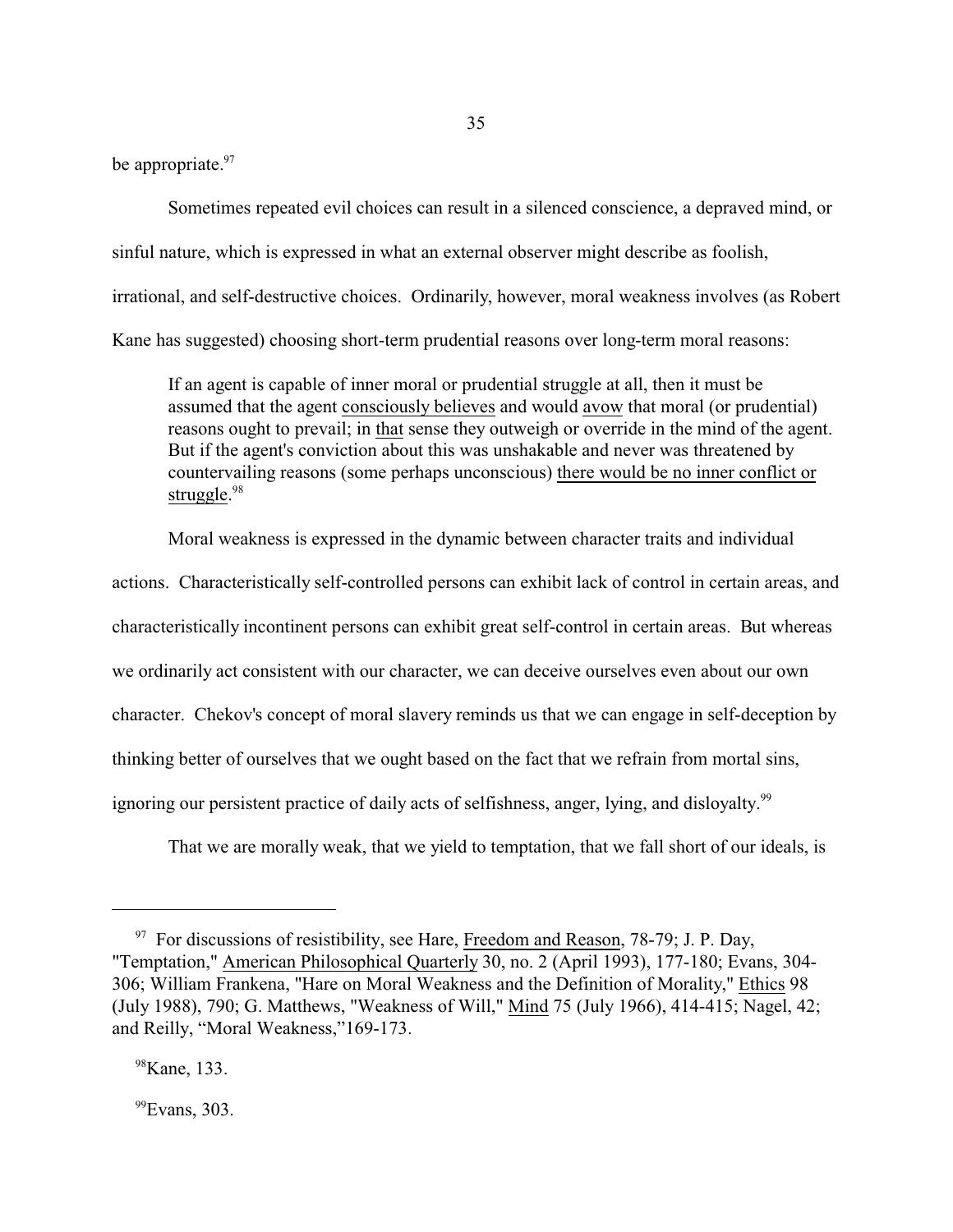be appropriate.[97]

Sometimes repeated evil choices can result in a silenced conscience, a depraved mind, or sinful nature, which is expressed in what an external observer might describe as foolish, irrational, and self-destructive choices. Ordinarily, however, moral weakness involves (as Robert Kane has suggested) choosing short-term prudential reasons over long-term moral reasons:

> If an agent is capable of inner moral or prudential struggle at all, then it must be assumed that the agent consciously believes and would avow that moral (or prudential) reasons ought to prevail; in that sense they outweigh or override in the mind of the agent. But if the agent's conviction about this was unshakable and never was threatened by countervailing reasons (some perhaps unconscious) there would be no inner conflict or struggle.[98]

Moral weakness is expressed in the dynamic between character traits and individual actions. Characteristically self-controlled persons can exhibit lack of control in certain areas, and characteristically incontinent persons can exhibit great self-control in certain areas. But whereas we ordinarily act consistent with our character, we can deceive ourselves even about our own character. Chekov's concept of moral slavery reminds us that we can engage in self-deception by thinking better of ourselves that we ought based on the fact that we refrain from mortal sins, ignoring our persistent practice of daily acts of selfishness, anger, lying, and disloyalty.[99]

That we are morally weak, that we yield to temptation, that we fall short of our ideals, is

---

[97] For discussions of resistibility, see Hare, Freedom and Reason, 78-79; J. P. Day, "Temptation," American Philosophical Quarterly 30, no. 2 (April 1993), 177-180; Evans, 304-306; William Frankena, "Hare on Moral Weakness and the Definition of Morality," Ethics 98 (July 1988), 790; G. Matthews, "Weakness of Will," Mind 75 (July 1966), 414-415; Nagel, 42; and Reilly, "Moral Weakness,"169-173.

[98] Kane, 133.

[99] Evans, 303.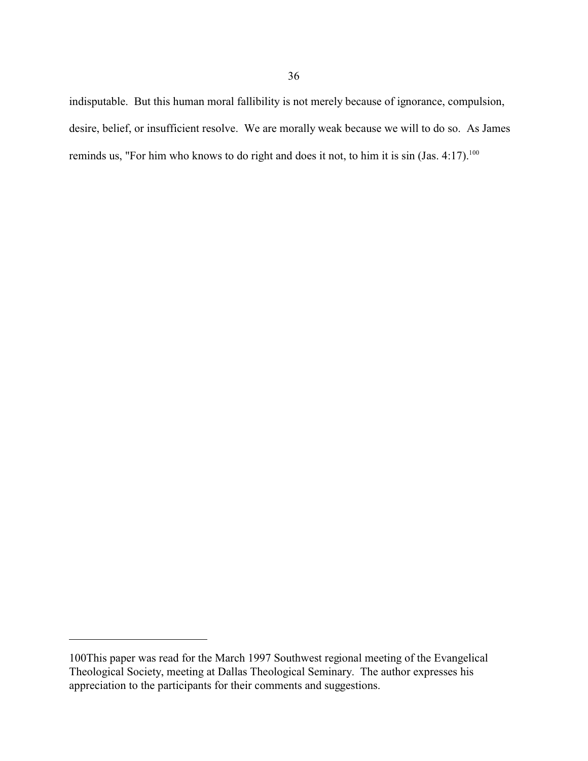indisputable. But this human moral fallibility is not merely because of ignorance, compulsion, desire, belief, or insufficient resolve. We are morally weak because we will to do so. As James reminds us, "For him who knows to do right and does it not, to him it is sin (Jas. 4:17).[100]

---

100This paper was read for the March 1997 Southwest regional meeting of the Evangelical Theological Society, meeting at Dallas Theological Seminary. The author expresses his appreciation to the participants for their comments and suggestions.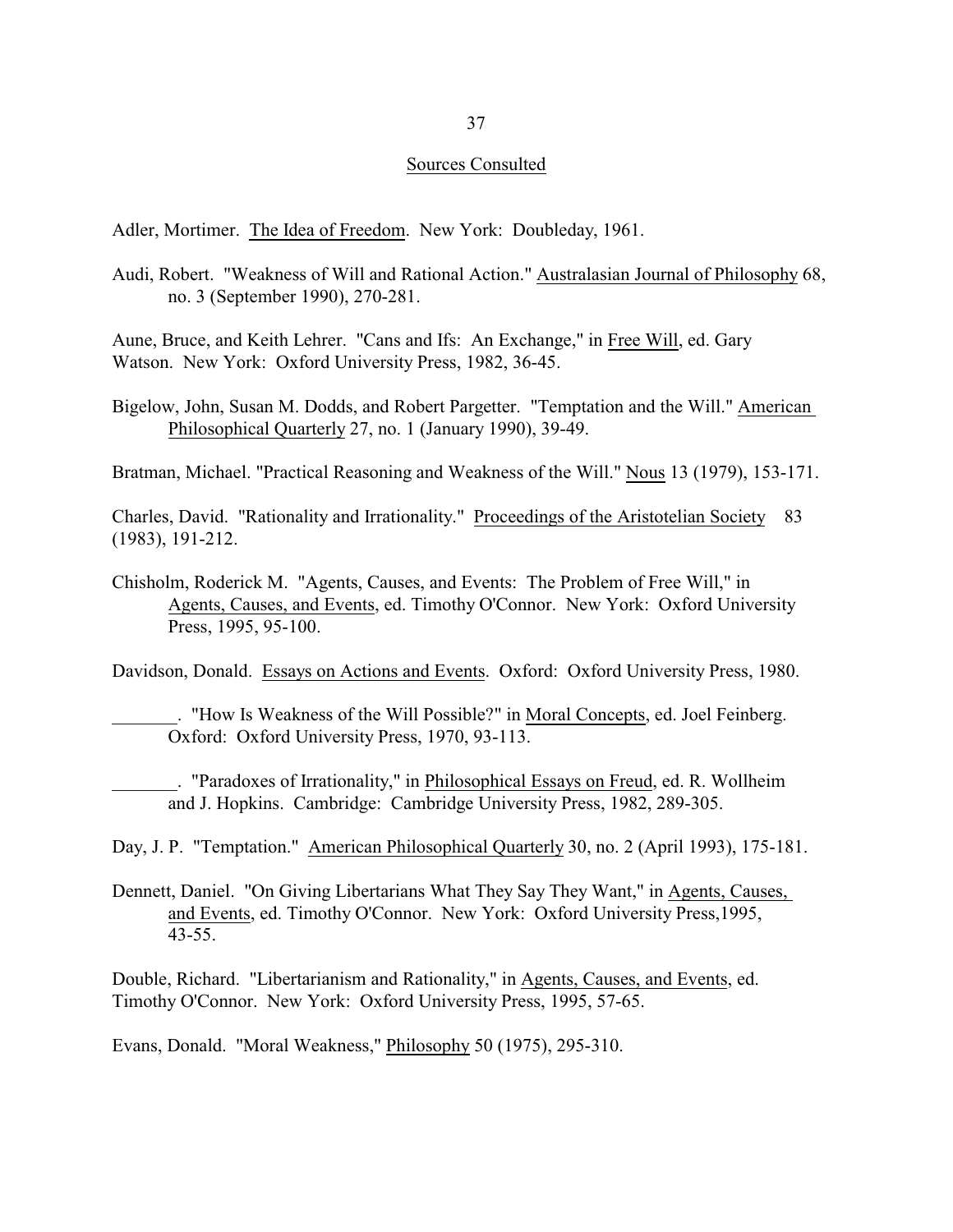## Sources Consulted

Adler, Mortimer. The Idea of Freedom. New York: Doubleday, 1961.

Audi, Robert. "Weakness of Will and Rational Action." Australasian Journal of Philosophy 68, no. 3 (September 1990), 270-281.

Aune, Bruce, and Keith Lehrer. "Cans and Ifs: An Exchange," in Free Will, ed. Gary Watson. New York: Oxford University Press, 1982, 36-45.

Bigelow, John, Susan M. Dodds, and Robert Pargetter. "Temptation and the Will." American Philosophical Quarterly 27, no. 1 (January 1990), 39-49.

Bratman, Michael. "Practical Reasoning and Weakness of the Will." Nous 13 (1979), 153-171.

Charles, David. "Rationality and Irrationality." Proceedings of the Aristotelian Society 83 (1983), 191-212.

Chisholm, Roderick M. "Agents, Causes, and Events: The Problem of Free Will," in Agents, Causes, and Events, ed. Timothy O'Connor. New York: Oxford University Press, 1995, 95-100.

Davidson, Donald. Essays on Actions and Events. Oxford: Oxford University Press, 1980.

_______. "How Is Weakness of the Will Possible?" in Moral Concepts, ed. Joel Feinberg. Oxford: Oxford University Press, 1970, 93-113.

_______. "Paradoxes of Irrationality," in Philosophical Essays on Freud, ed. R. Wollheim and J. Hopkins. Cambridge: Cambridge University Press, 1982, 289-305.

Day, J. P. "Temptation." American Philosophical Quarterly 30, no. 2 (April 1993), 175-181.

Dennett, Daniel. "On Giving Libertarians What They Say They Want," in Agents, Causes, and Events, ed. Timothy O'Connor. New York: Oxford University Press,1995, 43-55.

Double, Richard. "Libertarianism and Rationality," in Agents, Causes, and Events, ed. Timothy O'Connor. New York: Oxford University Press, 1995, 57-65.

Evans, Donald. "Moral Weakness," Philosophy 50 (1975), 295-310.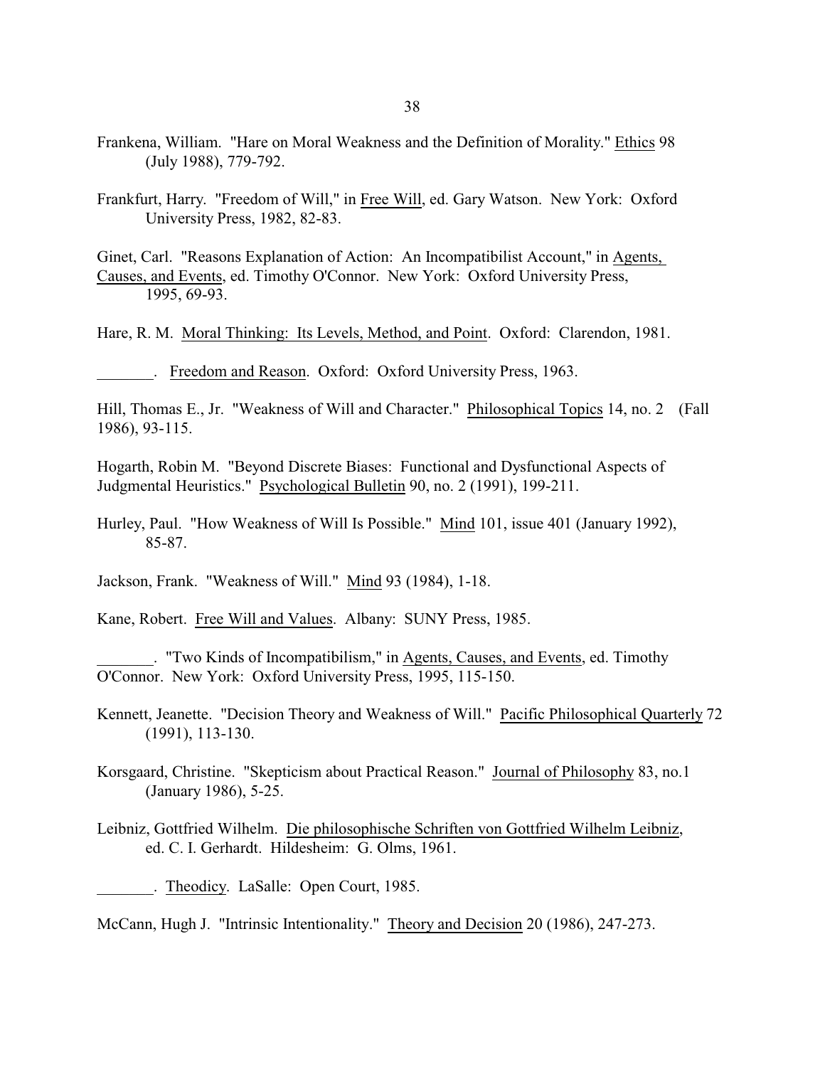Frankena, William. "Hare on Moral Weakness and the Definition of Morality." Ethics 98 (July 1988), 779-792.

Frankfurt, Harry. "Freedom of Will," in Free Will, ed. Gary Watson. New York: Oxford University Press, 1982, 82-83.

Ginet, Carl. "Reasons Explanation of Action: An Incompatibilist Account," in Agents, Causes, and Events, ed. Timothy O'Connor. New York: Oxford University Press, 1995, 69-93.

Hare, R. M. Moral Thinking: Its Levels, Method, and Point. Oxford: Clarendon, 1981.

_______. Freedom and Reason. Oxford: Oxford University Press, 1963.

Hill, Thomas E., Jr. "Weakness of Will and Character." Philosophical Topics 14, no. 2 (Fall 1986), 93-115.

Hogarth, Robin M. "Beyond Discrete Biases: Functional and Dysfunctional Aspects of Judgmental Heuristics." Psychological Bulletin 90, no. 2 (1991), 199-211.

Hurley, Paul. "How Weakness of Will Is Possible." Mind 101, issue 401 (January 1992), 85-87.

Jackson, Frank. "Weakness of Will." Mind 93 (1984), 1-18.

Kane, Robert. Free Will and Values. Albany: SUNY Press, 1985.

_______. "Two Kinds of Incompatibilism," in Agents, Causes, and Events, ed. Timothy O'Connor. New York: Oxford University Press, 1995, 115-150.

Kennett, Jeanette. "Decision Theory and Weakness of Will." Pacific Philosophical Quarterly 72 (1991), 113-130.

Korsgaard, Christine. "Skepticism about Practical Reason." Journal of Philosophy 83, no.1 (January 1986), 5-25.

Leibniz, Gottfried Wilhelm. Die philosophische Schriften von Gottfried Wilhelm Leibniz, ed. C. I. Gerhardt. Hildesheim: G. Olms, 1961.

_______. Theodicy. LaSalle: Open Court, 1985.

McCann, Hugh J. "Intrinsic Intentionality." Theory and Decision 20 (1986), 247-273.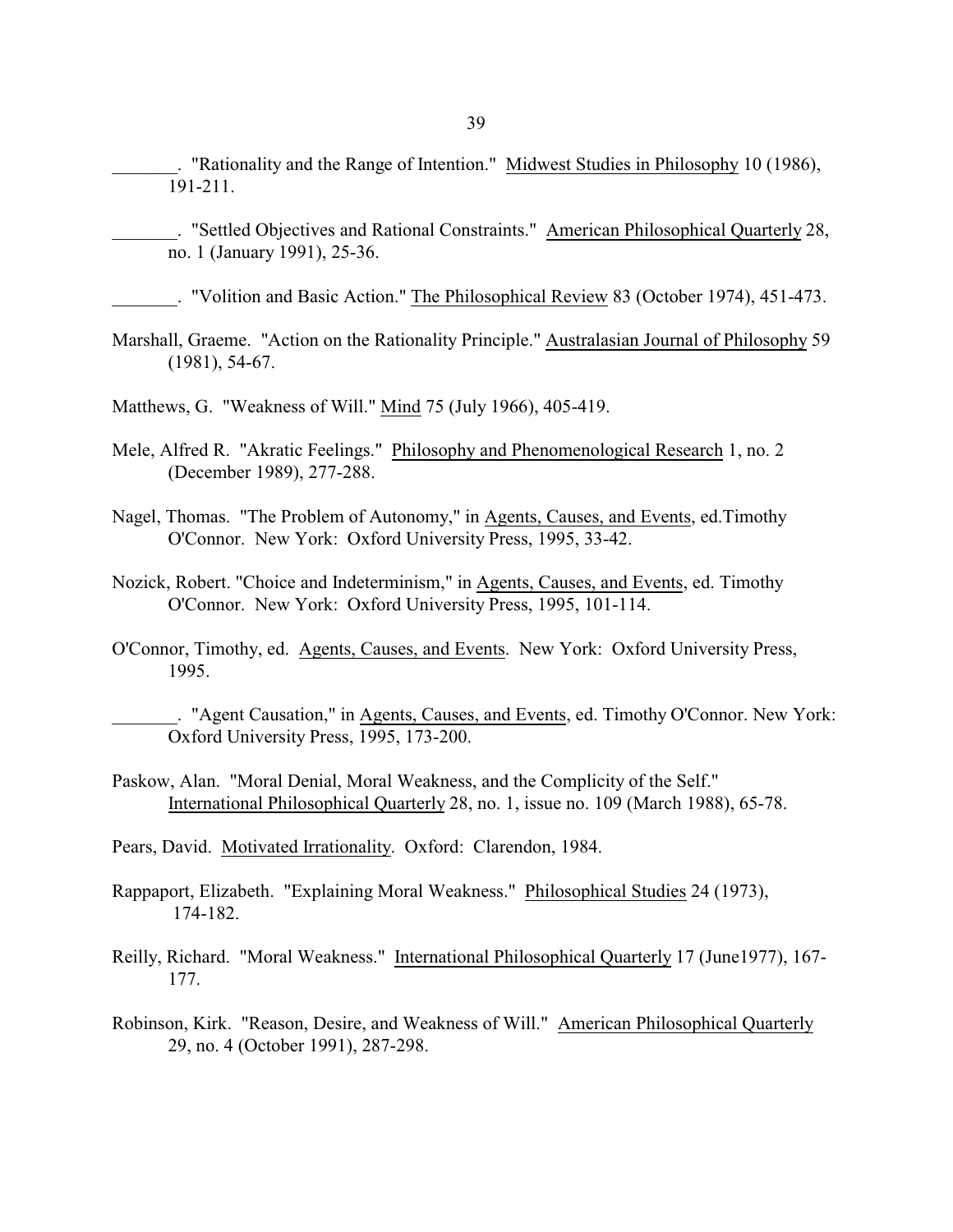_______. "Rationality and the Range of Intention." Midwest Studies in Philosophy 10 (1986), 191-211.

_______. "Settled Objectives and Rational Constraints." American Philosophical Quarterly 28, no. 1 (January 1991), 25-36.

_______. "Volition and Basic Action." The Philosophical Review 83 (October 1974), 451-473.

Marshall, Graeme. "Action on the Rationality Principle." Australasian Journal of Philosophy 59 (1981), 54-67.

Matthews, G. "Weakness of Will." Mind 75 (July 1966), 405-419.

Mele, Alfred R. "Akratic Feelings." Philosophy and Phenomenological Research 1, no. 2 (December 1989), 277-288.

Nagel, Thomas. "The Problem of Autonomy," in Agents, Causes, and Events, ed.Timothy O'Connor. New York: Oxford University Press, 1995, 33-42.

Nozick, Robert. "Choice and Indeterminism," in Agents, Causes, and Events, ed. Timothy O'Connor. New York: Oxford University Press, 1995, 101-114.

O'Connor, Timothy, ed. Agents, Causes, and Events. New York: Oxford University Press, 1995.

_______. "Agent Causation," in Agents, Causes, and Events, ed. Timothy O'Connor. New York: Oxford University Press, 1995, 173-200.

Paskow, Alan. "Moral Denial, Moral Weakness, and the Complicity of the Self." International Philosophical Quarterly 28, no. 1, issue no. 109 (March 1988), 65-78.

Pears, David. Motivated Irrationality. Oxford: Clarendon, 1984.

Rappaport, Elizabeth. "Explaining Moral Weakness." Philosophical Studies 24 (1973), 174-182.

Reilly, Richard. "Moral Weakness." International Philosophical Quarterly 17 (June1977), 167-177.

Robinson, Kirk. "Reason, Desire, and Weakness of Will." American Philosophical Quarterly 29, no. 4 (October 1991), 287-298.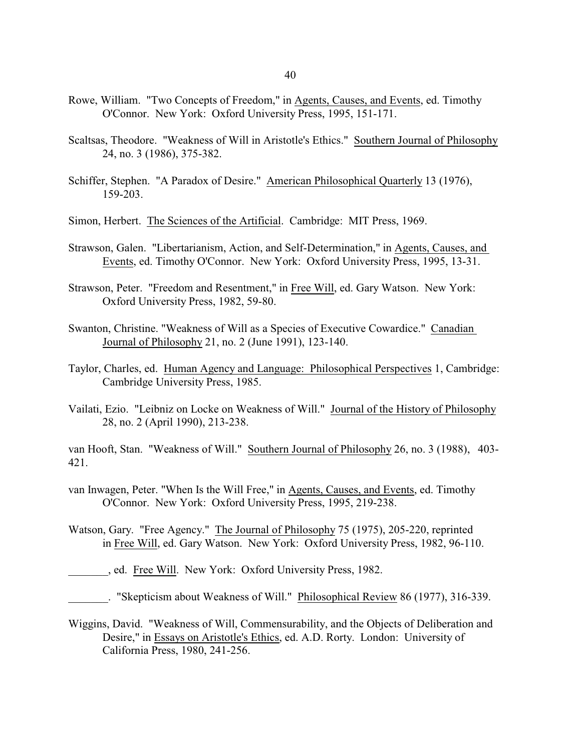Rowe, William. "Two Concepts of Freedom," in Agents, Causes, and Events, ed. Timothy O'Connor. New York: Oxford University Press, 1995, 151-171.

Scaltsas, Theodore. "Weakness of Will in Aristotle's Ethics." Southern Journal of Philosophy 24, no. 3 (1986), 375-382.

Schiffer, Stephen. "A Paradox of Desire." American Philosophical Quarterly 13 (1976), 159-203.

Simon, Herbert. The Sciences of the Artificial. Cambridge: MIT Press, 1969.

Strawson, Galen. "Libertarianism, Action, and Self-Determination," in Agents, Causes, and Events, ed. Timothy O'Connor. New York: Oxford University Press, 1995, 13-31.

Strawson, Peter. "Freedom and Resentment," in Free Will, ed. Gary Watson. New York: Oxford University Press, 1982, 59-80.

Swanton, Christine. "Weakness of Will as a Species of Executive Cowardice." Canadian Journal of Philosophy 21, no. 2 (June 1991), 123-140.

Taylor, Charles, ed. Human Agency and Language: Philosophical Perspectives 1, Cambridge: Cambridge University Press, 1985.

Vailati, Ezio. "Leibniz on Locke on Weakness of Will." Journal of the History of Philosophy 28, no. 2 (April 1990), 213-238.

van Hooft, Stan. "Weakness of Will." Southern Journal of Philosophy 26, no. 3 (1988), 403-421.

van Inwagen, Peter. "When Is the Will Free," in Agents, Causes, and Events, ed. Timothy O'Connor. New York: Oxford University Press, 1995, 219-238.

Watson, Gary. "Free Agency." The Journal of Philosophy 75 (1975), 205-220, reprinted in Free Will, ed. Gary Watson. New York: Oxford University Press, 1982, 96-110.

_______, ed. Free Will. New York: Oxford University Press, 1982.

_______. "Skepticism about Weakness of Will." Philosophical Review 86 (1977), 316-339.

Wiggins, David. "Weakness of Will, Commensurability, and the Objects of Deliberation and Desire," in Essays on Aristotle's Ethics, ed. A.D. Rorty. London: University of California Press, 1980, 241-256.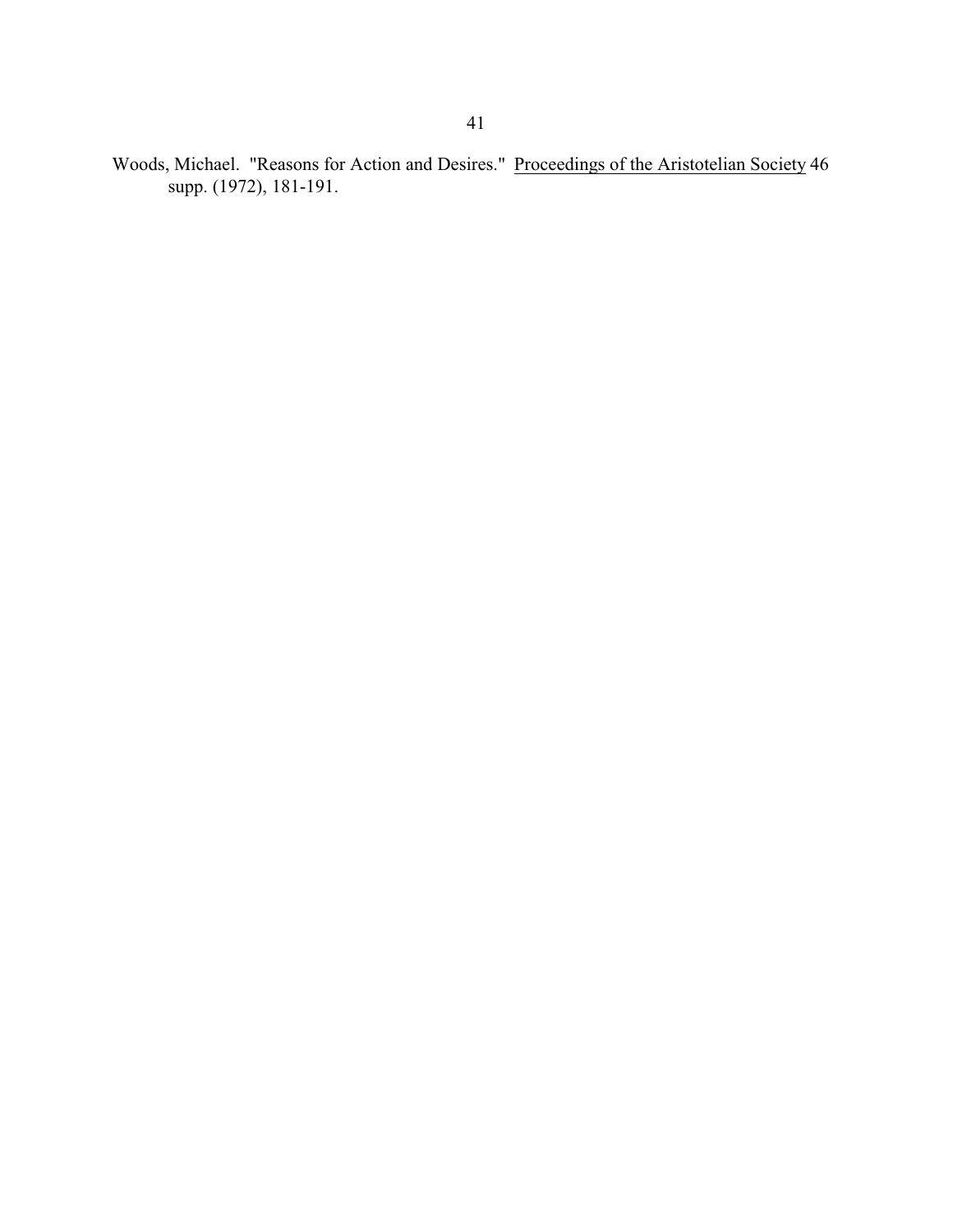Woods, Michael. "Reasons for Action and Desires." Proceedings of the Aristotelian Society 46 supp. (1972), 181-191.